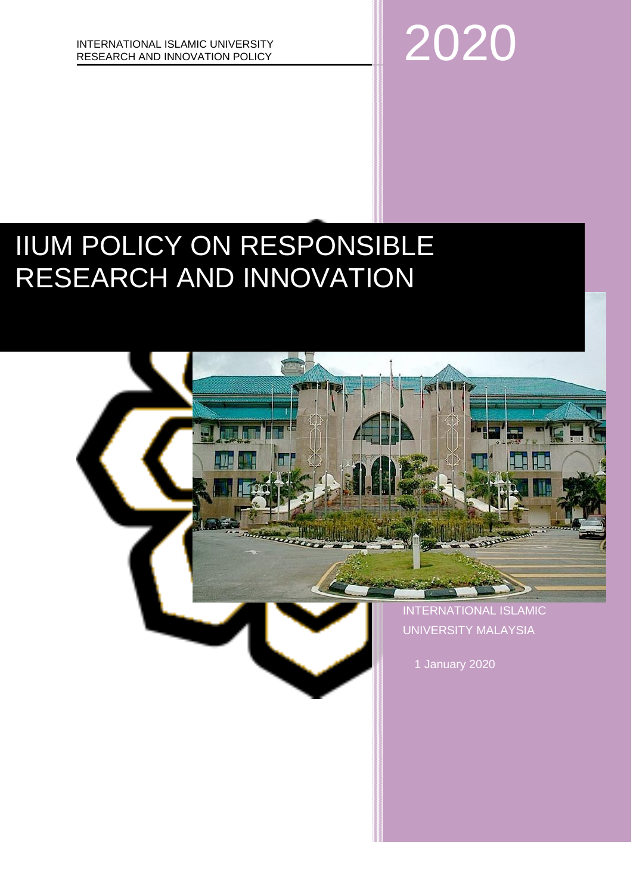INTERNATIONAL ISLAMIC UNIVERSITY
RESEARCH AND INNOVATION POLICY

2020

# IIUM POLICY ON RESPONSIBLE RESEARCH AND INNOVATION

INTERNATIONAL ISLAMIC UNIVERSITY MALAYSIA

1 January 2020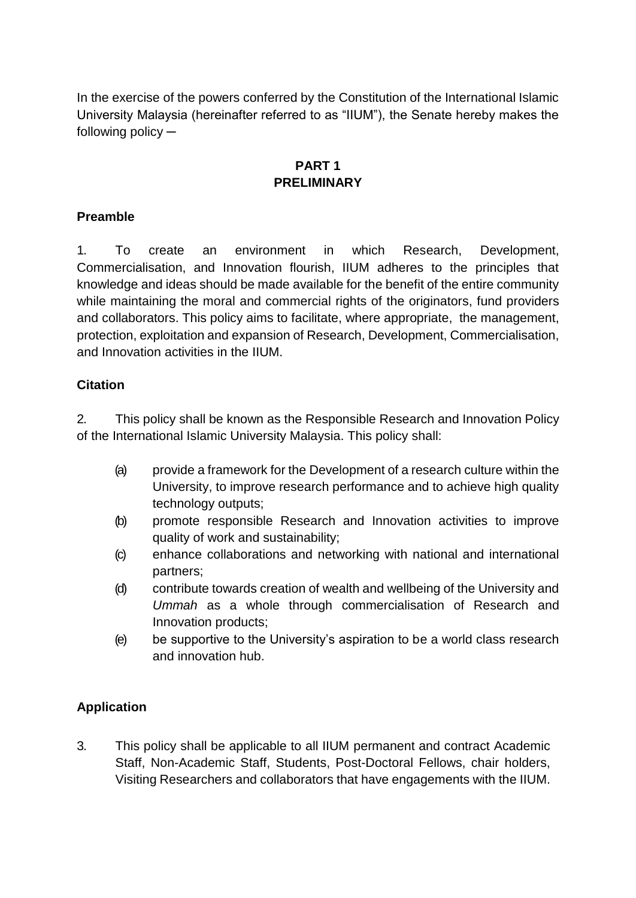In the exercise of the powers conferred by the Constitution of the International Islamic University Malaysia (hereinafter referred to as "IIUM"), the Senate hereby makes the following policy ─

## PART 1
## PRELIMINARY

### Preamble

1. To create an environment in which Research, Development, Commercialisation, and Innovation flourish, IIUM adheres to the principles that knowledge and ideas should be made available for the benefit of the entire community while maintaining the moral and commercial rights of the originators, fund providers and collaborators. This policy aims to facilitate, where appropriate, the management, protection, exploitation and expansion of Research, Development, Commercialisation, and Innovation activities in the IIUM.

### Citation

2. This policy shall be known as the Responsible Research and Innovation Policy of the International Islamic University Malaysia. This policy shall:

   (a) provide a framework for the Development of a research culture within the University, to improve research performance and to achieve high quality technology outputs;
   
   (b) promote responsible Research and Innovation activities to improve quality of work and sustainability;
   
   (c) enhance collaborations and networking with national and international partners;
   
   (d) contribute towards creation of wealth and wellbeing of the University and *Ummah* as a whole through commercialisation of Research and Innovation products;
   
   (e) be supportive to the University's aspiration to be a world class research and innovation hub.

### Application

3. This policy shall be applicable to all IIUM permanent and contract Academic Staff, Non-Academic Staff, Students, Post-Doctoral Fellows, chair holders, Visiting Researchers and collaborators that have engagements with the IIUM.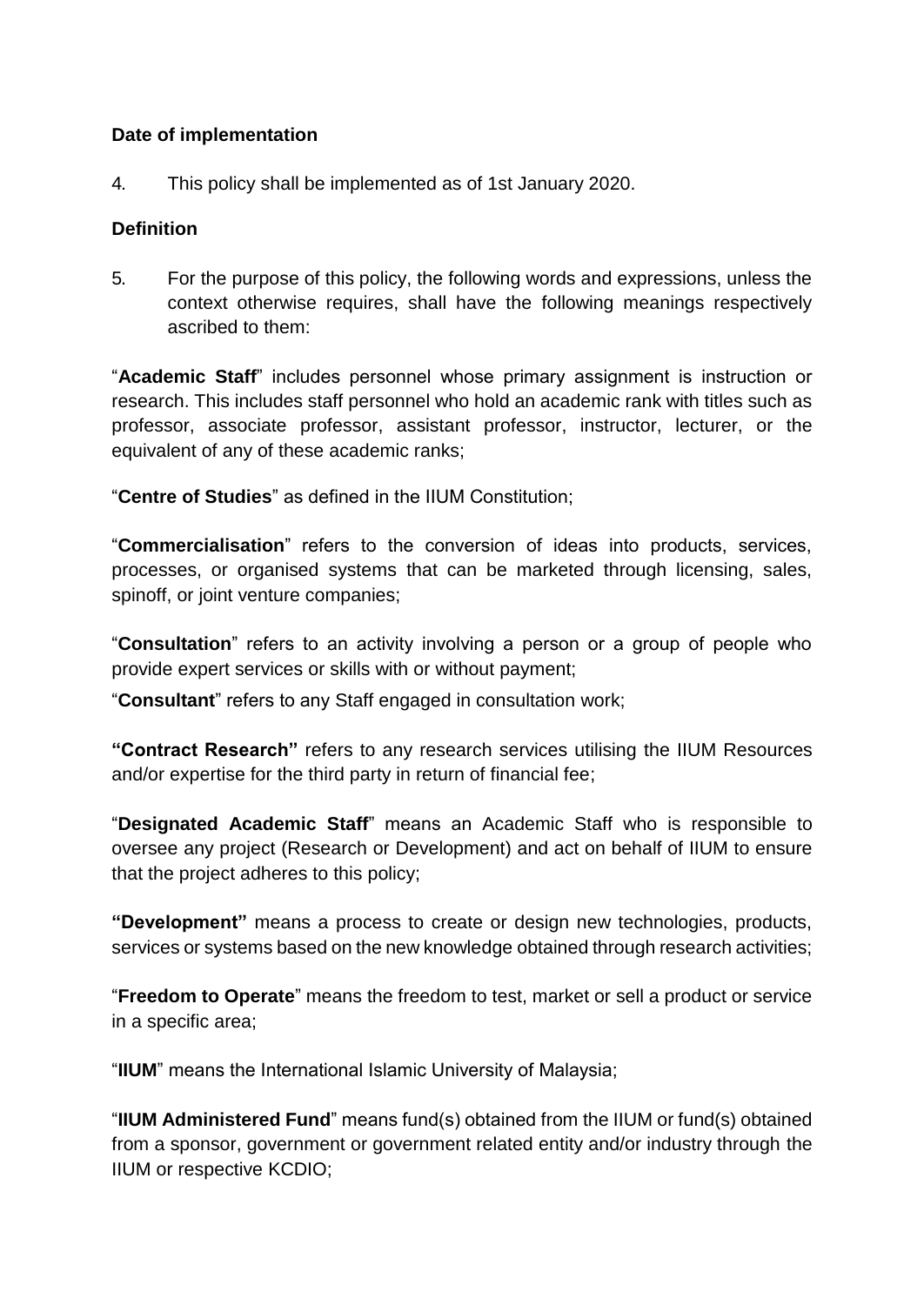**Date of implementation**

4. This policy shall be implemented as of 1st January 2020.

**Definition**

5. For the purpose of this policy, the following words and expressions, unless the context otherwise requires, shall have the following meanings respectively ascribed to them:

"**Academic Staff**" includes personnel whose primary assignment is instruction or research. This includes staff personnel who hold an academic rank with titles such as professor, associate professor, assistant professor, instructor, lecturer, or the equivalent of any of these academic ranks;

"**Centre of Studies**" as defined in the IIUM Constitution;

"**Commercialisation**" refers to the conversion of ideas into products, services, processes, or organised systems that can be marketed through licensing, sales, spinoff, or joint venture companies;

"**Consultation**" refers to an activity involving a person or a group of people who provide expert services or skills with or without payment;

"**Consultant**" refers to any Staff engaged in consultation work;

**"Contract Research"** refers to any research services utilising the IIUM Resources and/or expertise for the third party in return of financial fee;

"**Designated Academic Staff**" means an Academic Staff who is responsible to oversee any project (Research or Development) and act on behalf of IIUM to ensure that the project adheres to this policy;

**"Development"** means a process to create or design new technologies, products, services or systems based on the new knowledge obtained through research activities;

"**Freedom to Operate**" means the freedom to test, market or sell a product or service in a specific area;

"**IIUM**" means the International Islamic University of Malaysia;

"**IIUM Administered Fund**" means fund(s) obtained from the IIUM or fund(s) obtained from a sponsor, government or government related entity and/or industry through the IIUM or respective KCDIO;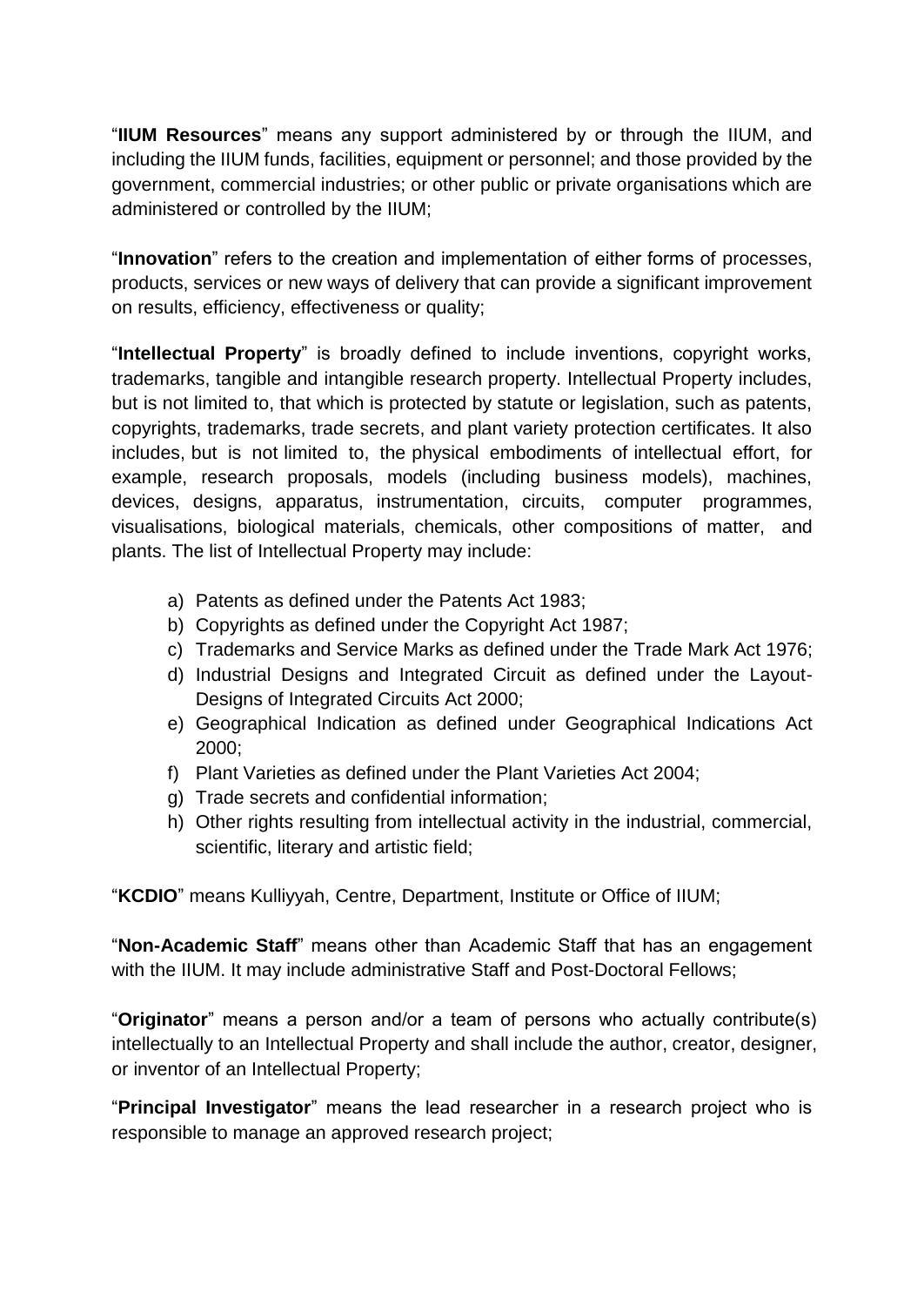"**IIUM Resources**" means any support administered by or through the IIUM, and including the IIUM funds, facilities, equipment or personnel; and those provided by the government, commercial industries; or other public or private organisations which are administered or controlled by the IIUM;

"**Innovation**" refers to the creation and implementation of either forms of processes, products, services or new ways of delivery that can provide a significant improvement on results, efficiency, effectiveness or quality;

"**Intellectual Property**" is broadly defined to include inventions, copyright works, trademarks, tangible and intangible research property. Intellectual Property includes, but is not limited to, that which is protected by statute or legislation, such as patents, copyrights, trademarks, trade secrets, and plant variety protection certificates. It also includes, but is not limited to, the physical embodiments of intellectual effort, for example, research proposals, models (including business models), machines, devices, designs, apparatus, instrumentation, circuits, computer programmes, visualisations, biological materials, chemicals, other compositions of matter, and plants. The list of Intellectual Property may include:

a) Patents as defined under the Patents Act 1983;
b) Copyrights as defined under the Copyright Act 1987;
c) Trademarks and Service Marks as defined under the Trade Mark Act 1976;
d) Industrial Designs and Integrated Circuit as defined under the Layout-Designs of Integrated Circuits Act 2000;
e) Geographical Indication as defined under Geographical Indications Act 2000;
f) Plant Varieties as defined under the Plant Varieties Act 2004;
g) Trade secrets and confidential information;
h) Other rights resulting from intellectual activity in the industrial, commercial, scientific, literary and artistic field;

"**KCDIO**" means Kulliyyah, Centre, Department, Institute or Office of IIUM;

"**Non-Academic Staff**" means other than Academic Staff that has an engagement with the IIUM. It may include administrative Staff and Post-Doctoral Fellows;

"**Originator**" means a person and/or a team of persons who actually contribute(s) intellectually to an Intellectual Property and shall include the author, creator, designer, or inventor of an Intellectual Property;

"**Principal Investigator**" means the lead researcher in a research project who is responsible to manage an approved research project;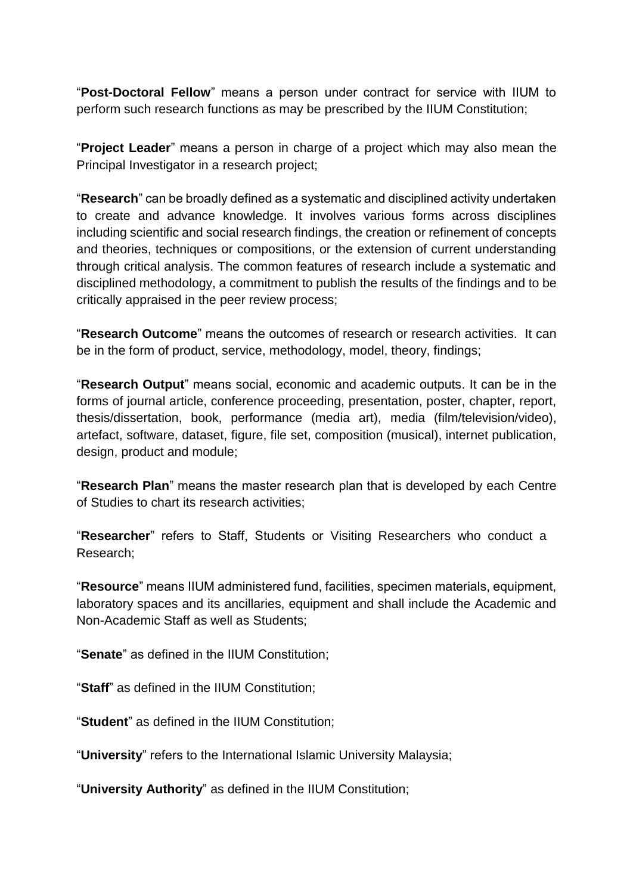"**Post-Doctoral Fellow**" means a person under contract for service with IIUM to perform such research functions as may be prescribed by the IIUM Constitution;

"**Project Leader**" means a person in charge of a project which may also mean the Principal Investigator in a research project;

"**Research**" can be broadly defined as a systematic and disciplined activity undertaken to create and advance knowledge. It involves various forms across disciplines including scientific and social research findings, the creation or refinement of concepts and theories, techniques or compositions, or the extension of current understanding through critical analysis. The common features of research include a systematic and disciplined methodology, a commitment to publish the results of the findings and to be critically appraised in the peer review process;

"**Research Outcome**" means the outcomes of research or research activities. It can be in the form of product, service, methodology, model, theory, findings;

"**Research Output**" means social, economic and academic outputs. It can be in the forms of journal article, conference proceeding, presentation, poster, chapter, report, thesis/dissertation, book, performance (media art), media (film/television/video), artefact, software, dataset, figure, file set, composition (musical), internet publication, design, product and module;

"**Research Plan**" means the master research plan that is developed by each Centre of Studies to chart its research activities;

"**Researcher**" refers to Staff, Students or Visiting Researchers who conduct a Research;

"**Resource**" means IIUM administered fund, facilities, specimen materials, equipment, laboratory spaces and its ancillaries, equipment and shall include the Academic and Non-Academic Staff as well as Students;

"**Senate**" as defined in the IIUM Constitution;

"**Staff**" as defined in the IIUM Constitution;

"**Student**" as defined in the IIUM Constitution;

"**University**" refers to the International Islamic University Malaysia;

"**University Authority**" as defined in the IIUM Constitution;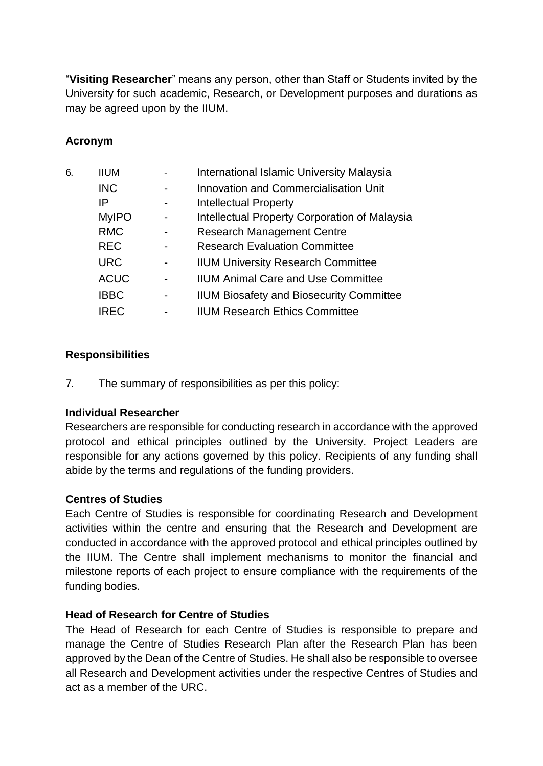"**Visiting Researcher**" means any person, other than Staff or Students invited by the University for such academic, Research, or Development purposes and durations as may be agreed upon by the IIUM.

**Acronym**

6.

| | | |
|---|---|---|
| IIUM | - | International Islamic University Malaysia |
| INC | - | Innovation and Commercialisation Unit |
| IP | - | Intellectual Property |
| MyIPO | - | Intellectual Property Corporation of Malaysia |
| RMC | - | Research Management Centre |
| REC | - | Research Evaluation Committee |
| URC | - | IIUM University Research Committee |
| ACUC | - | IIUM Animal Care and Use Committee |
| IBBC | - | IIUM Biosafety and Biosecurity Committee |
| IREC | - | IIUM Research Ethics Committee |

**Responsibilities**

7. The summary of responsibilities as per this policy:

**Individual Researcher**

Researchers are responsible for conducting research in accordance with the approved protocol and ethical principles outlined by the University. Project Leaders are responsible for any actions governed by this policy. Recipients of any funding shall abide by the terms and regulations of the funding providers.

**Centres of Studies**

Each Centre of Studies is responsible for coordinating Research and Development activities within the centre and ensuring that the Research and Development are conducted in accordance with the approved protocol and ethical principles outlined by the IIUM. The Centre shall implement mechanisms to monitor the financial and milestone reports of each project to ensure compliance with the requirements of the funding bodies.

**Head of Research for Centre of Studies**

The Head of Research for each Centre of Studies is responsible to prepare and manage the Centre of Studies Research Plan after the Research Plan has been approved by the Dean of the Centre of Studies. He shall also be responsible to oversee all Research and Development activities under the respective Centres of Studies and act as a member of the URC.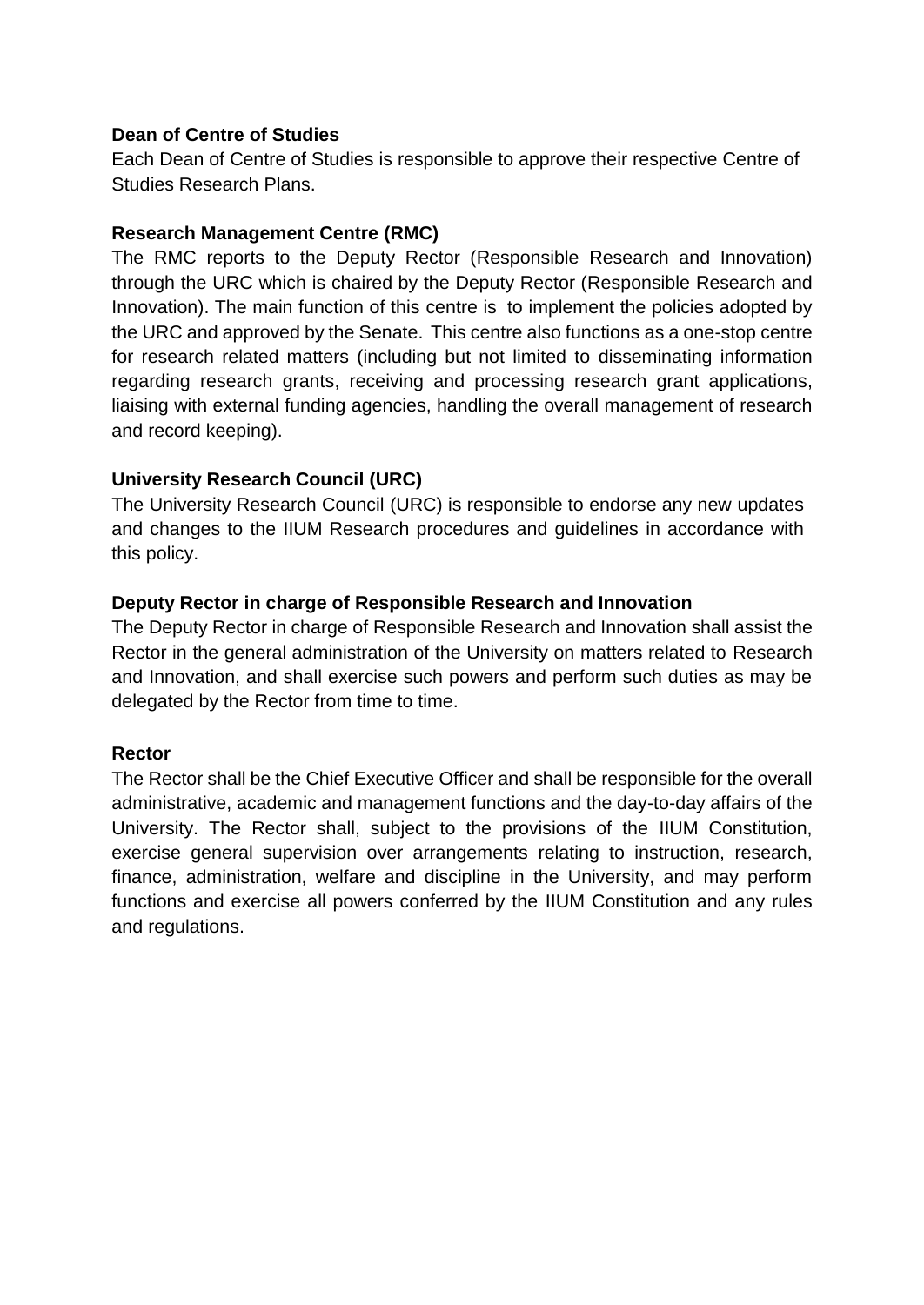**Dean of Centre of Studies**

Each Dean of Centre of Studies is responsible to approve their respective Centre of Studies Research Plans.

**Research Management Centre (RMC)**

The RMC reports to the Deputy Rector (Responsible Research and Innovation) through the URC which is chaired by the Deputy Rector (Responsible Research and Innovation). The main function of this centre is to implement the policies adopted by the URC and approved by the Senate. This centre also functions as a one-stop centre for research related matters (including but not limited to disseminating information regarding research grants, receiving and processing research grant applications, liaising with external funding agencies, handling the overall management of research and record keeping).

**University Research Council (URC)**

The University Research Council (URC) is responsible to endorse any new updates and changes to the IIUM Research procedures and guidelines in accordance with this policy.

**Deputy Rector in charge of Responsible Research and Innovation**

The Deputy Rector in charge of Responsible Research and Innovation shall assist the Rector in the general administration of the University on matters related to Research and Innovation, and shall exercise such powers and perform such duties as may be delegated by the Rector from time to time.

**Rector**

The Rector shall be the Chief Executive Officer and shall be responsible for the overall administrative, academic and management functions and the day-to-day affairs of the University. The Rector shall, subject to the provisions of the IIUM Constitution, exercise general supervision over arrangements relating to instruction, research, finance, administration, welfare and discipline in the University, and may perform functions and exercise all powers conferred by the IIUM Constitution and any rules and regulations.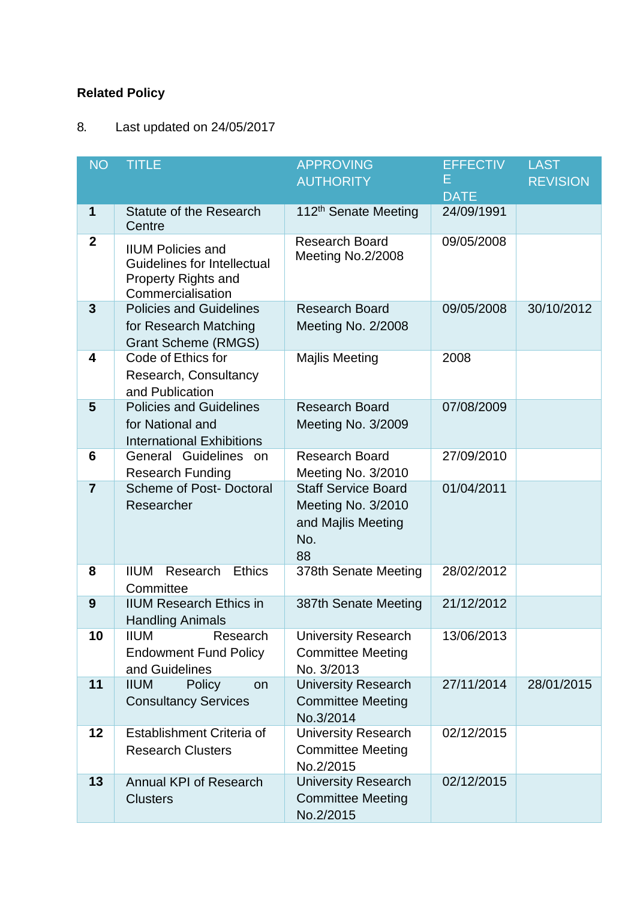**Related Policy**

8. Last updated on 24/05/2017

| NO | TITLE | APPROVING AUTHORITY | EFFECTIVE DATE | LAST REVISION |
|---|---|---|---|---|
| **1** | Statute of the Research Centre | 112th Senate Meeting | 24/09/1991 | |
| **2** | IIUM Policies and Guidelines for Intellectual Property Rights and Commercialisation | Research Board Meeting No.2/2008 | 09/05/2008 | |
| **3** | Policies and Guidelines for Research Matching Grant Scheme (RMGS) | Research Board Meeting No. 2/2008 | 09/05/2008 | 30/10/2012 |
| **4** | Code of Ethics for Research, Consultancy and Publication | Majlis Meeting | 2008 | |
| **5** | Policies and Guidelines for National and International Exhibitions | Research Board Meeting No. 3/2009 | 07/08/2009 | |
| **6** | General Guidelines on Research Funding | Research Board Meeting No. 3/2010 | 27/09/2010 | |
| **7** | Scheme of Post- Doctoral Researcher | Staff Service Board Meeting No. 3/2010 and Majlis Meeting No. 88 | 01/04/2011 | |
| **8** | IIUM Research Ethics Committee | 378th Senate Meeting | 28/02/2012 | |
| **9** | IIUM Research Ethics in Handling Animals | 387th Senate Meeting | 21/12/2012 | |
| **10** | IIUM Research Endowment Fund Policy and Guidelines | University Research Committee Meeting No. 3/2013 | 13/06/2013 | |
| **11** | IIUM Policy on Consultancy Services | University Research Committee Meeting No.3/2014 | 27/11/2014 | 28/01/2015 |
| **12** | Establishment Criteria of Research Clusters | University Research Committee Meeting No.2/2015 | 02/12/2015 | |
| **13** | Annual KPI of Research Clusters | University Research Committee Meeting No.2/2015 | 02/12/2015 | |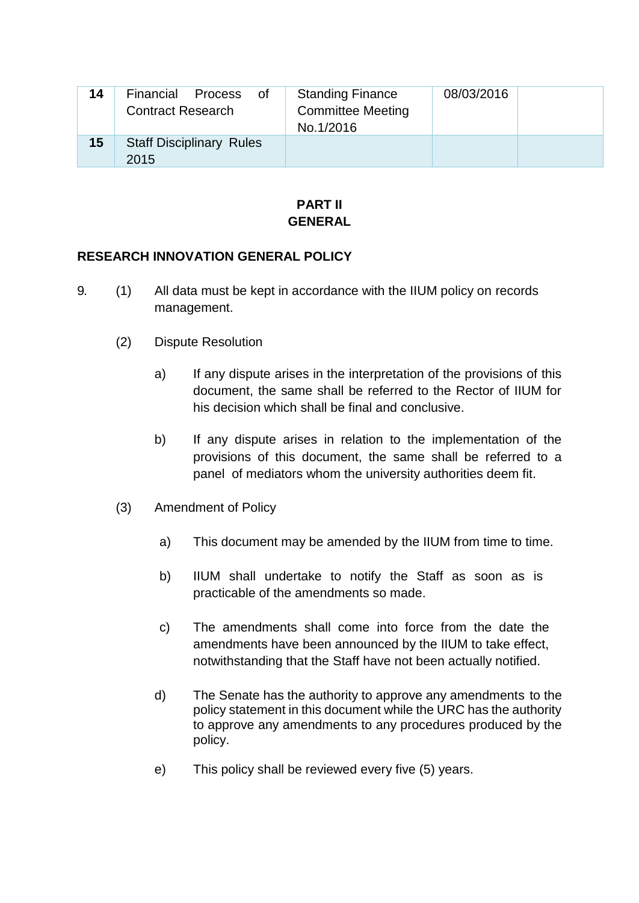| 14 | Financial Process of Contract Research | Standing Finance Committee Meeting No.1/2016 | 08/03/2016 | |
|---|---|---|---|---|
| 15 | Staff Disciplinary Rules 2015 | | | |

## PART II
## GENERAL

### RESEARCH INNOVATION GENERAL POLICY

9. (1) All data must be kept in accordance with the IIUM policy on records management.

   (2) Dispute Resolution

   a) If any dispute arises in the interpretation of the provisions of this document, the same shall be referred to the Rector of IIUM for his decision which shall be final and conclusive.

   b) If any dispute arises in relation to the implementation of the provisions of this document, the same shall be referred to a panel of mediators whom the university authorities deem fit.

   (3) Amendment of Policy

   a) This document may be amended by the IIUM from time to time.

   b) IIUM shall undertake to notify the Staff as soon as is practicable of the amendments so made.

   c) The amendments shall come into force from the date the amendments have been announced by the IIUM to take effect, notwithstanding that the Staff have not been actually notified.

   d) The Senate has the authority to approve any amendments to the policy statement in this document while the URC has the authority to approve any amendments to any procedures produced by the policy.

   e) This policy shall be reviewed every five (5) years.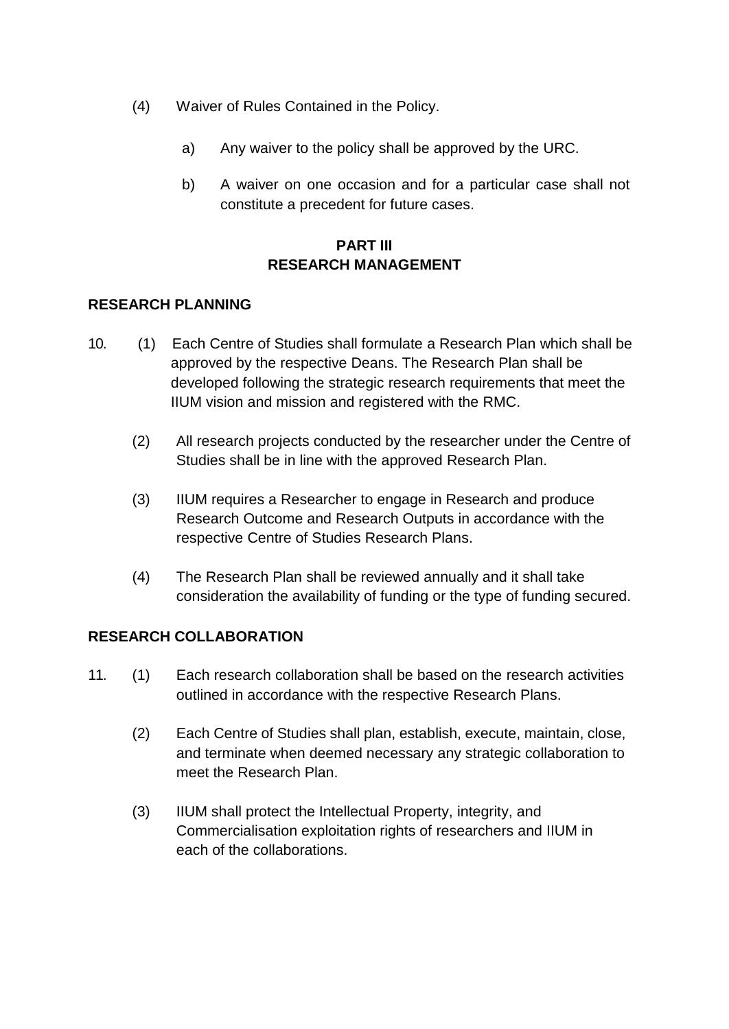(4) Waiver of Rules Contained in the Policy.

a) Any waiver to the policy shall be approved by the URC.

b) A waiver on one occasion and for a particular case shall not constitute a precedent for future cases.

## PART III
## RESEARCH MANAGEMENT

### RESEARCH PLANNING

10. (1) Each Centre of Studies shall formulate a Research Plan which shall be approved by the respective Deans. The Research Plan shall be developed following the strategic research requirements that meet the IIUM vision and mission and registered with the RMC.

(2) All research projects conducted by the researcher under the Centre of Studies shall be in line with the approved Research Plan.

(3) IIUM requires a Researcher to engage in Research and produce Research Outcome and Research Outputs in accordance with the respective Centre of Studies Research Plans.

(4) The Research Plan shall be reviewed annually and it shall take consideration the availability of funding or the type of funding secured.

### RESEARCH COLLABORATION

11. (1) Each research collaboration shall be based on the research activities outlined in accordance with the respective Research Plans.

(2) Each Centre of Studies shall plan, establish, execute, maintain, close, and terminate when deemed necessary any strategic collaboration to meet the Research Plan.

(3) IIUM shall protect the Intellectual Property, integrity, and Commercialisation exploitation rights of researchers and IIUM in each of the collaborations.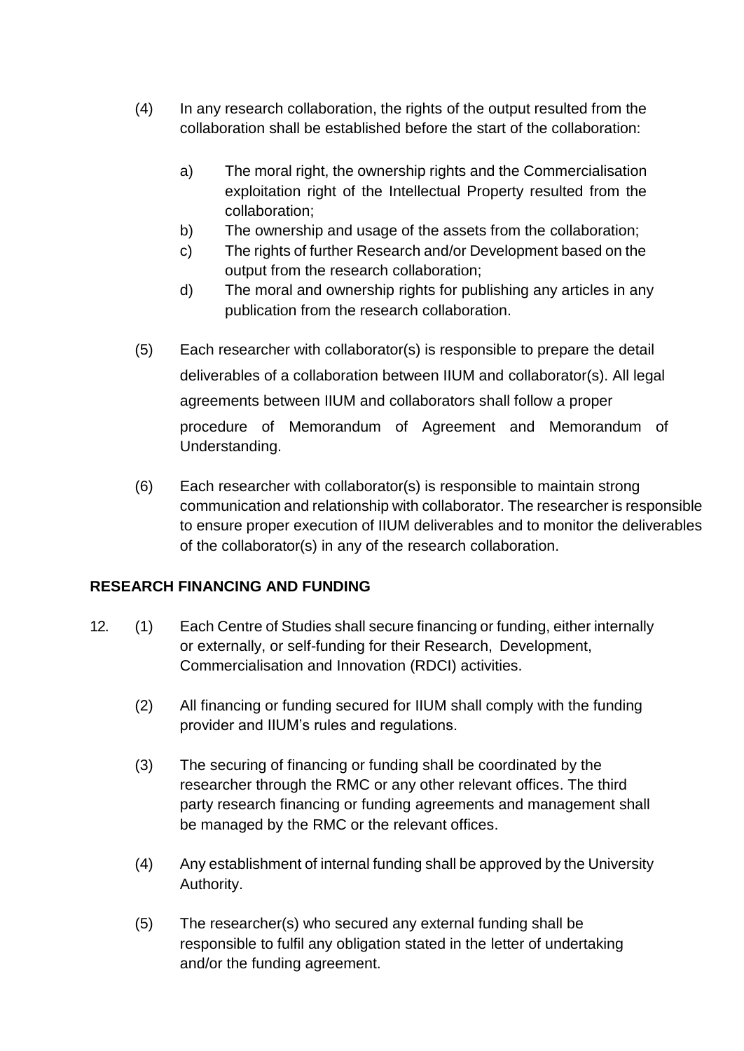(4) In any research collaboration, the rights of the output resulted from the collaboration shall be established before the start of the collaboration:

a) The moral right, the ownership rights and the Commercialisation exploitation right of the Intellectual Property resulted from the collaboration;

b) The ownership and usage of the assets from the collaboration;

c) The rights of further Research and/or Development based on the output from the research collaboration;

d) The moral and ownership rights for publishing any articles in any publication from the research collaboration.

(5) Each researcher with collaborator(s) is responsible to prepare the detail deliverables of a collaboration between IIUM and collaborator(s). All legal agreements between IIUM and collaborators shall follow a proper procedure of Memorandum of Agreement and Memorandum of Understanding.

(6) Each researcher with collaborator(s) is responsible to maintain strong communication and relationship with collaborator. The researcher is responsible to ensure proper execution of IIUM deliverables and to monitor the deliverables of the collaborator(s) in any of the research collaboration.

**RESEARCH FINANCING AND FUNDING**

12. (1) Each Centre of Studies shall secure financing or funding, either internally or externally, or self-funding for their Research, Development, Commercialisation and Innovation (RDCI) activities.

(2) All financing or funding secured for IIUM shall comply with the funding provider and IIUM's rules and regulations.

(3) The securing of financing or funding shall be coordinated by the researcher through the RMC or any other relevant offices. The third party research financing or funding agreements and management shall be managed by the RMC or the relevant offices.

(4) Any establishment of internal funding shall be approved by the University Authority.

(5) The researcher(s) who secured any external funding shall be responsible to fulfil any obligation stated in the letter of undertaking and/or the funding agreement.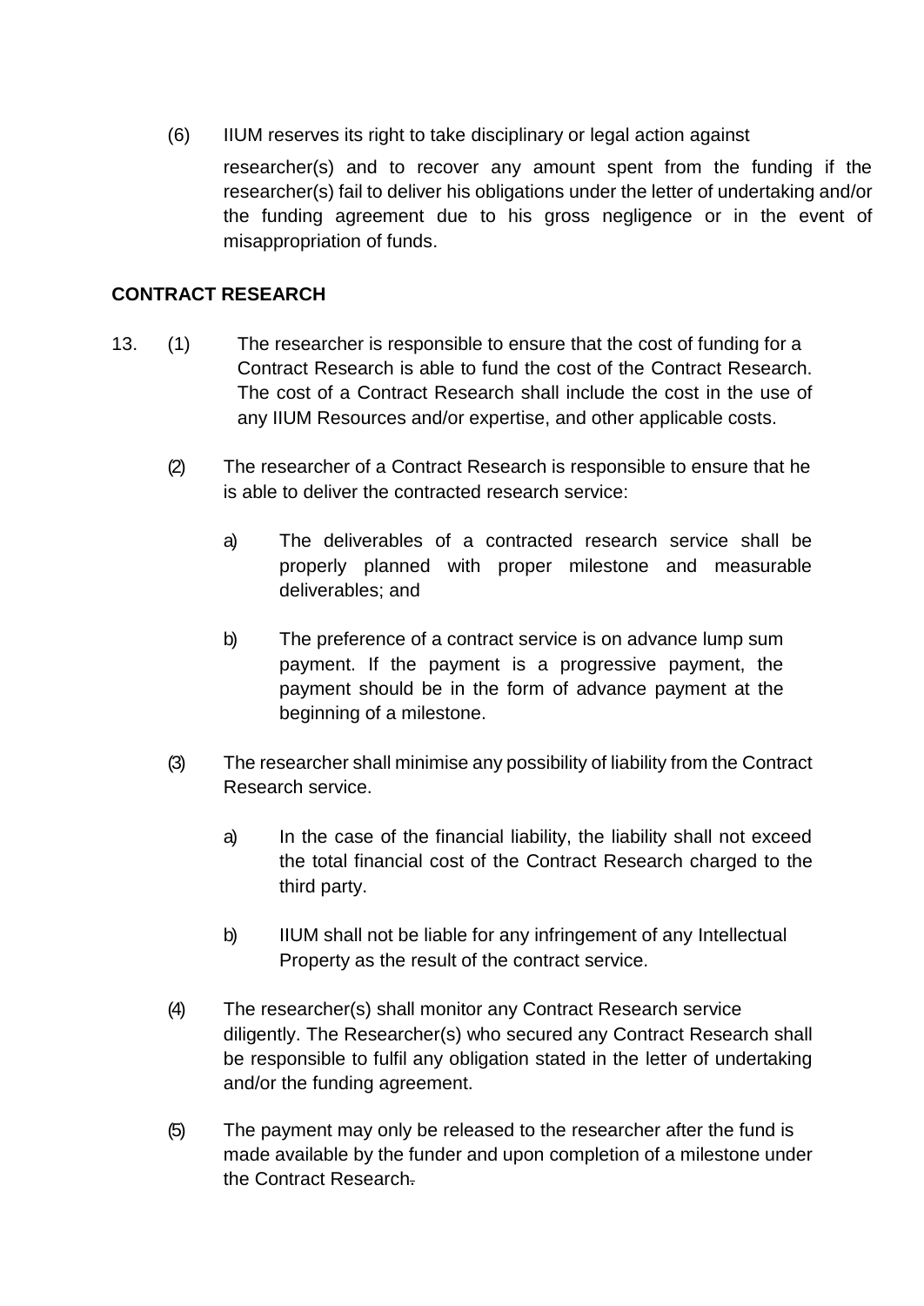(6) IIUM reserves its right to take disciplinary or legal action against researcher(s) and to recover any amount spent from the funding if the researcher(s) fail to deliver his obligations under the letter of undertaking and/or the funding agreement due to his gross negligence or in the event of misappropriation of funds.

**CONTRACT RESEARCH**

13. (1) The researcher is responsible to ensure that the cost of funding for a Contract Research is able to fund the cost of the Contract Research. The cost of a Contract Research shall include the cost in the use of any IIUM Resources and/or expertise, and other applicable costs.

(2) The researcher of a Contract Research is responsible to ensure that he is able to deliver the contracted research service:

a) The deliverables of a contracted research service shall be properly planned with proper milestone and measurable deliverables; and

b) The preference of a contract service is on advance lump sum payment. If the payment is a progressive payment, the payment should be in the form of advance payment at the beginning of a milestone.

(3) The researcher shall minimise any possibility of liability from the Contract Research service.

a) In the case of the financial liability, the liability shall not exceed the total financial cost of the Contract Research charged to the third party.

b) IIUM shall not be liable for any infringement of any Intellectual Property as the result of the contract service.

(4) The researcher(s) shall monitor any Contract Research service diligently. The Researcher(s) who secured any Contract Research shall be responsible to fulfil any obligation stated in the letter of undertaking and/or the funding agreement.

(5) The payment may only be released to the researcher after the fund is made available by the funder and upon completion of a milestone under the Contract Research.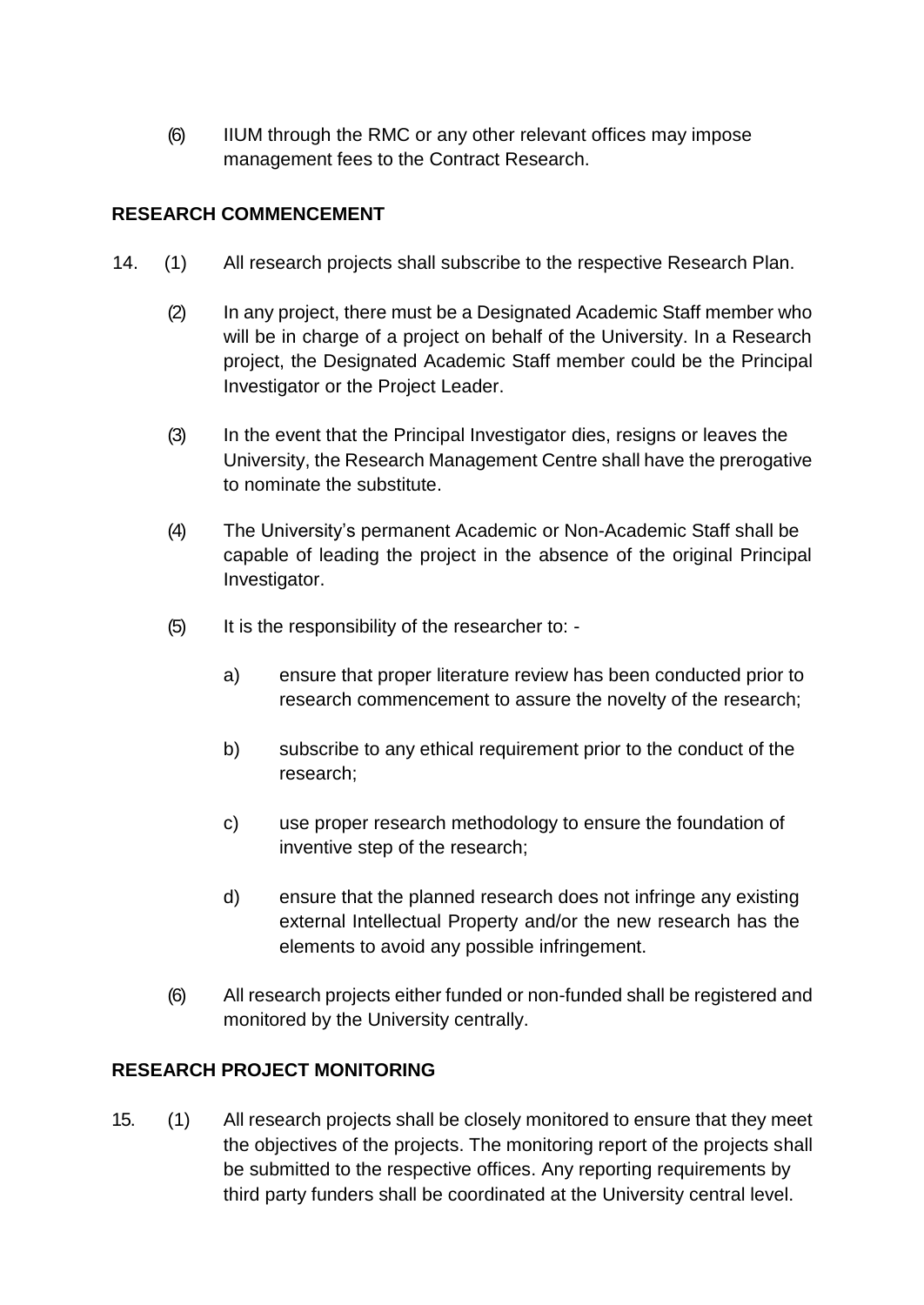(6) IIUM through the RMC or any other relevant offices may impose management fees to the Contract Research.

**RESEARCH COMMENCEMENT**

14. (1) All research projects shall subscribe to the respective Research Plan.

(2) In any project, there must be a Designated Academic Staff member who will be in charge of a project on behalf of the University. In a Research project, the Designated Academic Staff member could be the Principal Investigator or the Project Leader.

(3) In the event that the Principal Investigator dies, resigns or leaves the University, the Research Management Centre shall have the prerogative to nominate the substitute.

(4) The University's permanent Academic or Non-Academic Staff shall be capable of leading the project in the absence of the original Principal Investigator.

(5) It is the responsibility of the researcher to: -

a) ensure that proper literature review has been conducted prior to research commencement to assure the novelty of the research;

b) subscribe to any ethical requirement prior to the conduct of the research;

c) use proper research methodology to ensure the foundation of inventive step of the research;

d) ensure that the planned research does not infringe any existing external Intellectual Property and/or the new research has the elements to avoid any possible infringement.

(6) All research projects either funded or non-funded shall be registered and monitored by the University centrally.

**RESEARCH PROJECT MONITORING**

15. (1) All research projects shall be closely monitored to ensure that they meet the objectives of the projects. The monitoring report of the projects shall be submitted to the respective offices. Any reporting requirements by third party funders shall be coordinated at the University central level.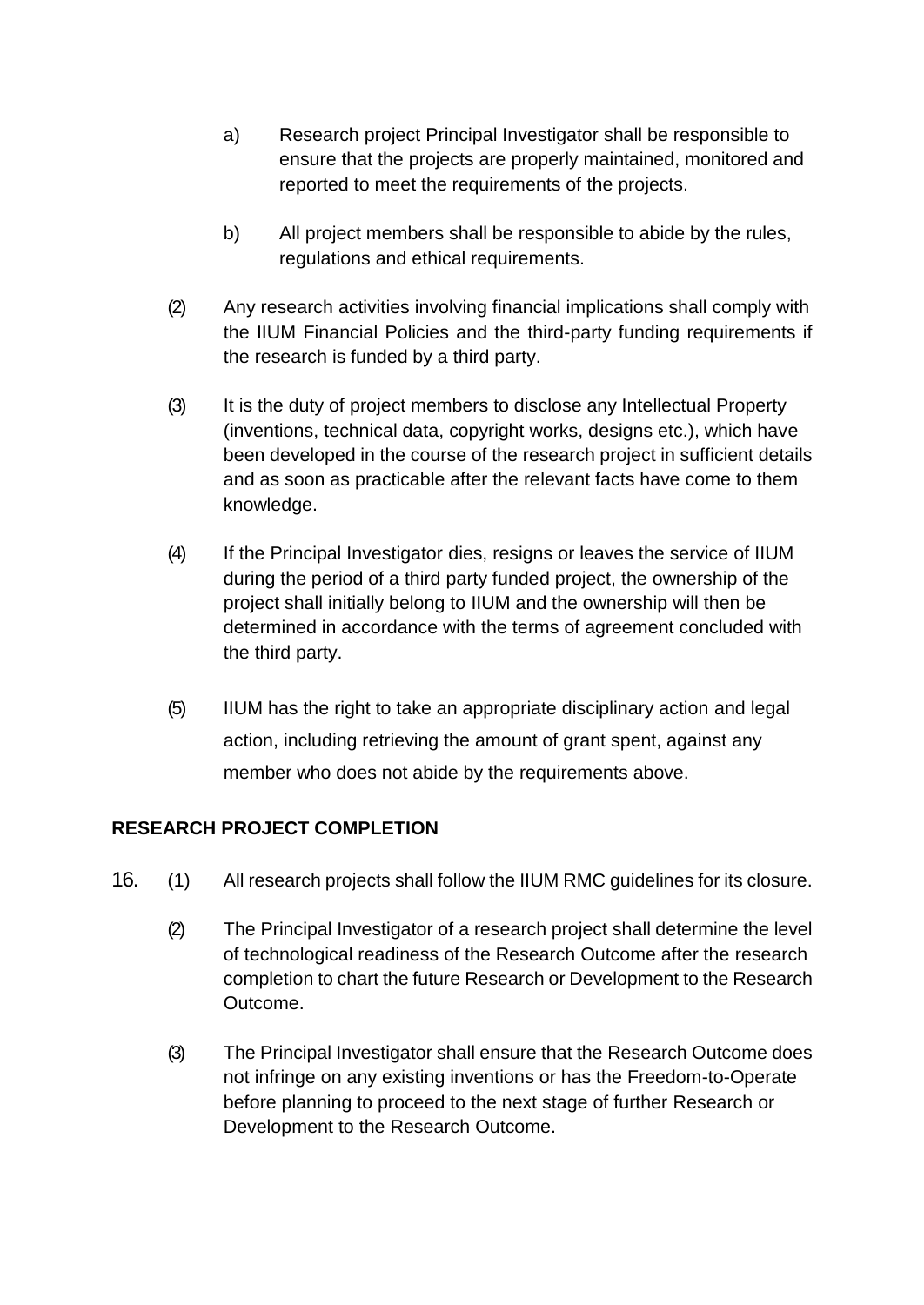a) Research project Principal Investigator shall be responsible to ensure that the projects are properly maintained, monitored and reported to meet the requirements of the projects.

b) All project members shall be responsible to abide by the rules, regulations and ethical requirements.

(2) Any research activities involving financial implications shall comply with the IIUM Financial Policies and the third-party funding requirements if the research is funded by a third party.

(3) It is the duty of project members to disclose any Intellectual Property (inventions, technical data, copyright works, designs etc.), which have been developed in the course of the research project in sufficient details and as soon as practicable after the relevant facts have come to them knowledge.

(4) If the Principal Investigator dies, resigns or leaves the service of IIUM during the period of a third party funded project, the ownership of the project shall initially belong to IIUM and the ownership will then be determined in accordance with the terms of agreement concluded with the third party.

(5) IIUM has the right to take an appropriate disciplinary action and legal action, including retrieving the amount of grant spent, against any member who does not abide by the requirements above.

**RESEARCH PROJECT COMPLETION**

16. (1) All research projects shall follow the IIUM RMC guidelines for its closure.

(2) The Principal Investigator of a research project shall determine the level of technological readiness of the Research Outcome after the research completion to chart the future Research or Development to the Research Outcome.

(3) The Principal Investigator shall ensure that the Research Outcome does not infringe on any existing inventions or has the Freedom-to-Operate before planning to proceed to the next stage of further Research or Development to the Research Outcome.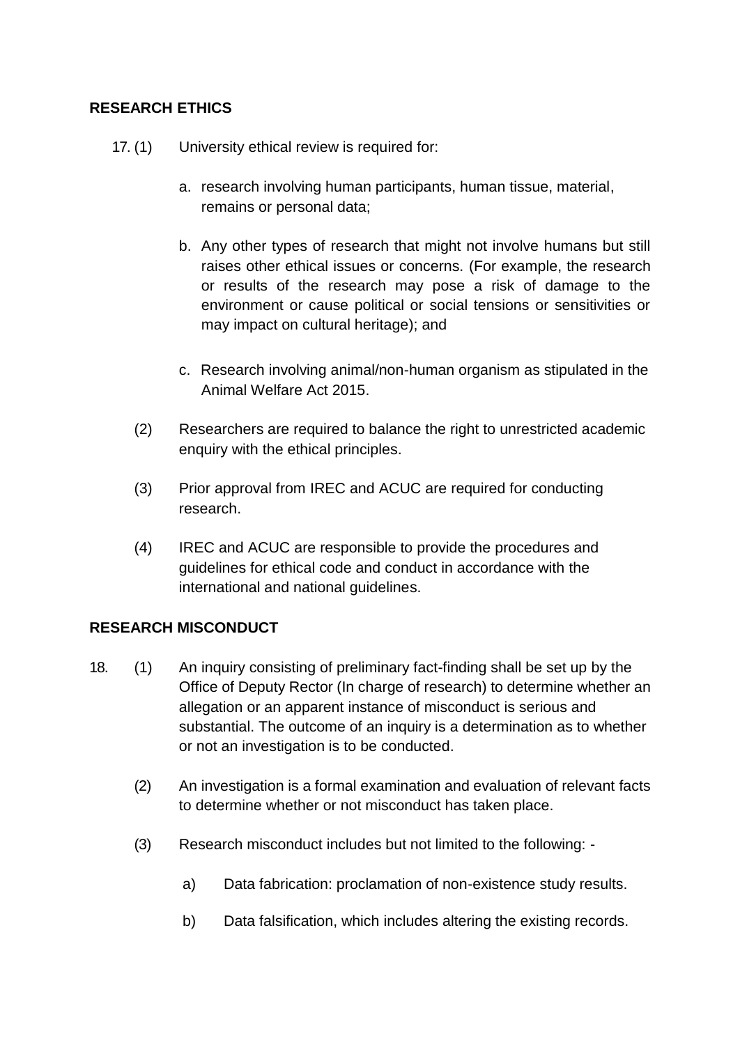## RESEARCH ETHICS

17. (1) University ethical review is required for:

    a. research involving human participants, human tissue, material, remains or personal data;

    b. Any other types of research that might not involve humans but still raises other ethical issues or concerns. (For example, the research or results of the research may pose a risk of damage to the environment or cause political or social tensions or sensitivities or may impact on cultural heritage); and

    c. Research involving animal/non-human organism as stipulated in the Animal Welfare Act 2015.

    (2) Researchers are required to balance the right to unrestricted academic enquiry with the ethical principles.

    (3) Prior approval from IREC and ACUC are required for conducting research.

    (4) IREC and ACUC are responsible to provide the procedures and guidelines for ethical code and conduct in accordance with the international and national guidelines.

## RESEARCH MISCONDUCT

18. (1) An inquiry consisting of preliminary fact-finding shall be set up by the Office of Deputy Rector (In charge of research) to determine whether an allegation or an apparent instance of misconduct is serious and substantial. The outcome of an inquiry is a determination as to whether or not an investigation is to be conducted.

    (2) An investigation is a formal examination and evaluation of relevant facts to determine whether or not misconduct has taken place.

    (3) Research misconduct includes but not limited to the following: -

    a) Data fabrication: proclamation of non-existence study results.

    b) Data falsification, which includes altering the existing records.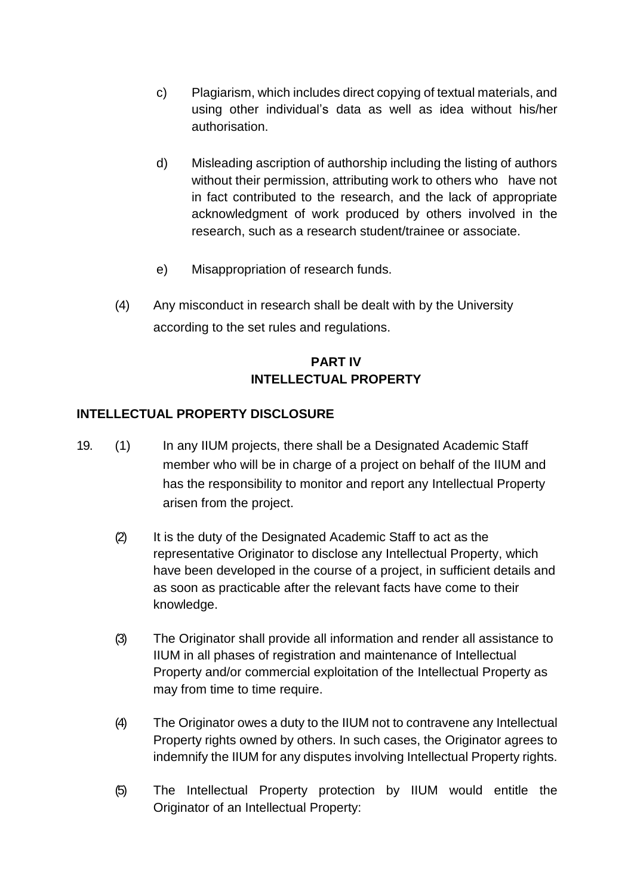c) Plagiarism, which includes direct copying of textual materials, and using other individual's data as well as idea without his/her authorisation.

d) Misleading ascription of authorship including the listing of authors without their permission, attributing work to others who have not in fact contributed to the research, and the lack of appropriate acknowledgment of work produced by others involved in the research, such as a research student/trainee or associate.

e) Misappropriation of research funds.

(4) Any misconduct in research shall be dealt with by the University according to the set rules and regulations.

## PART IV
## INTELLECTUAL PROPERTY

### INTELLECTUAL PROPERTY DISCLOSURE

19. (1) In any IIUM projects, there shall be a Designated Academic Staff member who will be in charge of a project on behalf of the IIUM and has the responsibility to monitor and report any Intellectual Property arisen from the project.

(2) It is the duty of the Designated Academic Staff to act as the representative Originator to disclose any Intellectual Property, which have been developed in the course of a project, in sufficient details and as soon as practicable after the relevant facts have come to their knowledge.

(3) The Originator shall provide all information and render all assistance to IIUM in all phases of registration and maintenance of Intellectual Property and/or commercial exploitation of the Intellectual Property as may from time to time require.

(4) The Originator owes a duty to the IIUM not to contravene any Intellectual Property rights owned by others. In such cases, the Originator agrees to indemnify the IIUM for any disputes involving Intellectual Property rights.

(5) The Intellectual Property protection by IIUM would entitle the Originator of an Intellectual Property: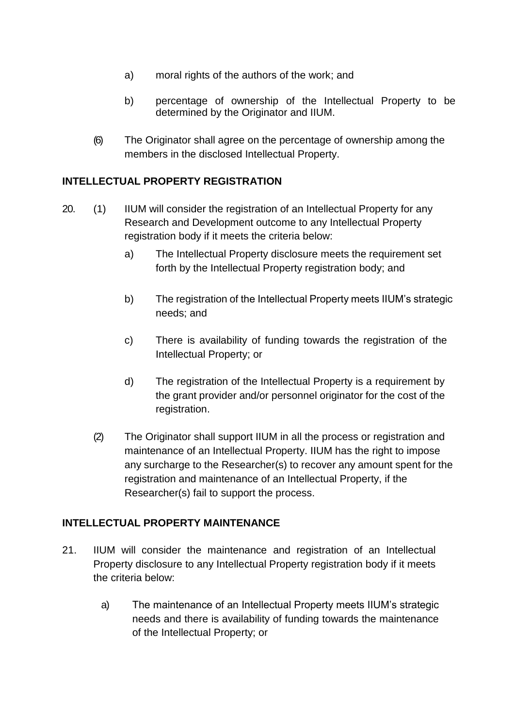a) moral rights of the authors of the work; and

b) percentage of ownership of the Intellectual Property to be determined by the Originator and IIUM.

(6) The Originator shall agree on the percentage of ownership among the members in the disclosed Intellectual Property.

## INTELLECTUAL PROPERTY REGISTRATION

20. (1) IIUM will consider the registration of an Intellectual Property for any Research and Development outcome to any Intellectual Property registration body if it meets the criteria below:

    a) The Intellectual Property disclosure meets the requirement set forth by the Intellectual Property registration body; and

    b) The registration of the Intellectual Property meets IIUM's strategic needs; and

    c) There is availability of funding towards the registration of the Intellectual Property; or

    d) The registration of the Intellectual Property is a requirement by the grant provider and/or personnel originator for the cost of the registration.

    (2) The Originator shall support IIUM in all the process or registration and maintenance of an Intellectual Property. IIUM has the right to impose any surcharge to the Researcher(s) to recover any amount spent for the registration and maintenance of an Intellectual Property, if the Researcher(s) fail to support the process.

## INTELLECTUAL PROPERTY MAINTENANCE

21. IIUM will consider the maintenance and registration of an Intellectual Property disclosure to any Intellectual Property registration body if it meets the criteria below:

    a) The maintenance of an Intellectual Property meets IIUM's strategic needs and there is availability of funding towards the maintenance of the Intellectual Property; or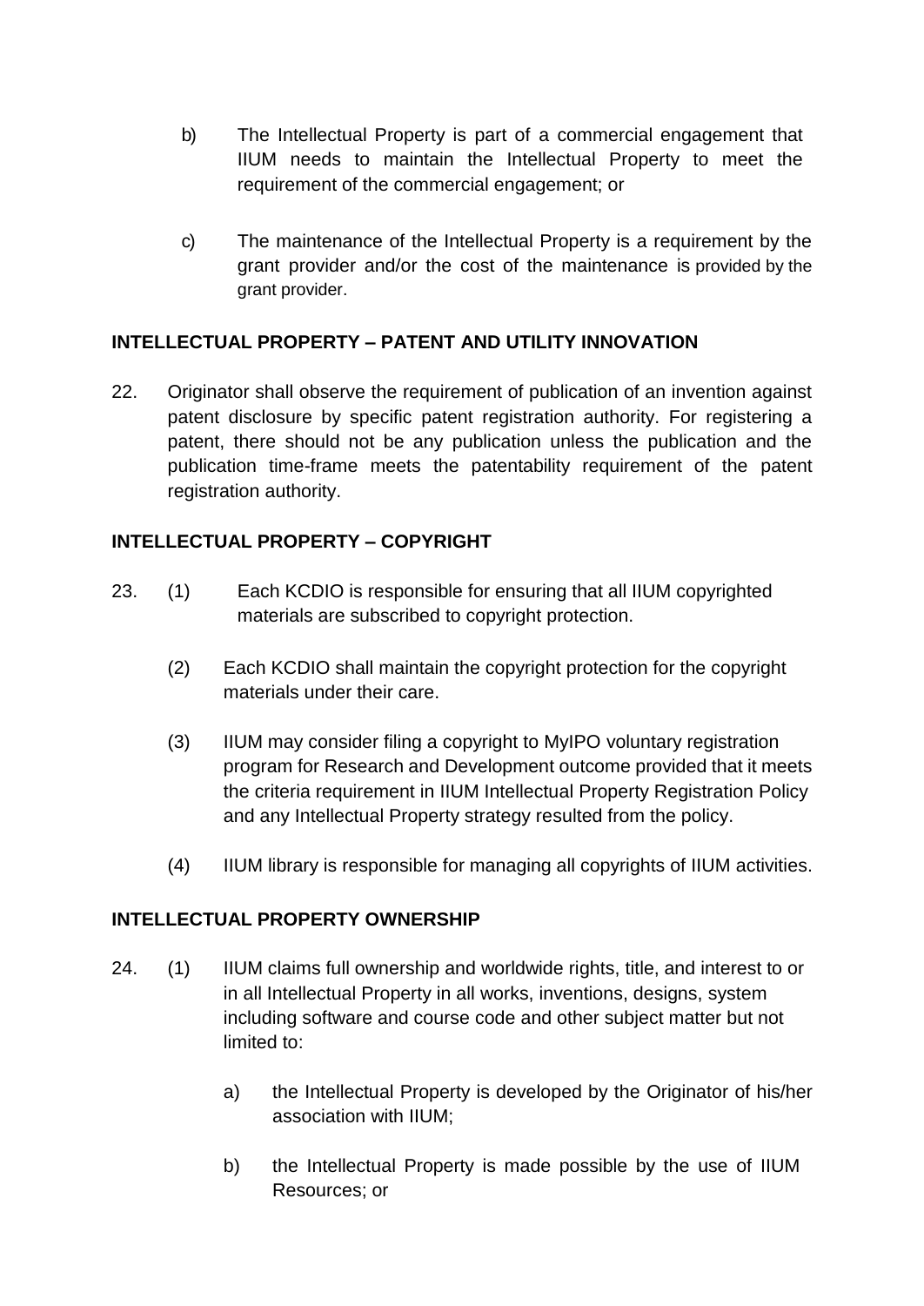b) The Intellectual Property is part of a commercial engagement that IIUM needs to maintain the Intellectual Property to meet the requirement of the commercial engagement; or

c) The maintenance of the Intellectual Property is a requirement by the grant provider and/or the cost of the maintenance is provided by the grant provider.

**INTELLECTUAL PROPERTY – PATENT AND UTILITY INNOVATION**

22. Originator shall observe the requirement of publication of an invention against patent disclosure by specific patent registration authority. For registering a patent, there should not be any publication unless the publication and the publication time-frame meets the patentability requirement of the patent registration authority.

**INTELLECTUAL PROPERTY – COPYRIGHT**

23. (1) Each KCDIO is responsible for ensuring that all IIUM copyrighted materials are subscribed to copyright protection.

(2) Each KCDIO shall maintain the copyright protection for the copyright materials under their care.

(3) IIUM may consider filing a copyright to MyIPO voluntary registration program for Research and Development outcome provided that it meets the criteria requirement in IIUM Intellectual Property Registration Policy and any Intellectual Property strategy resulted from the policy.

(4) IIUM library is responsible for managing all copyrights of IIUM activities.

**INTELLECTUAL PROPERTY OWNERSHIP**

24. (1) IIUM claims full ownership and worldwide rights, title, and interest to or in all Intellectual Property in all works, inventions, designs, system including software and course code and other subject matter but not limited to:

a) the Intellectual Property is developed by the Originator of his/her association with IIUM;

b) the Intellectual Property is made possible by the use of IIUM Resources; or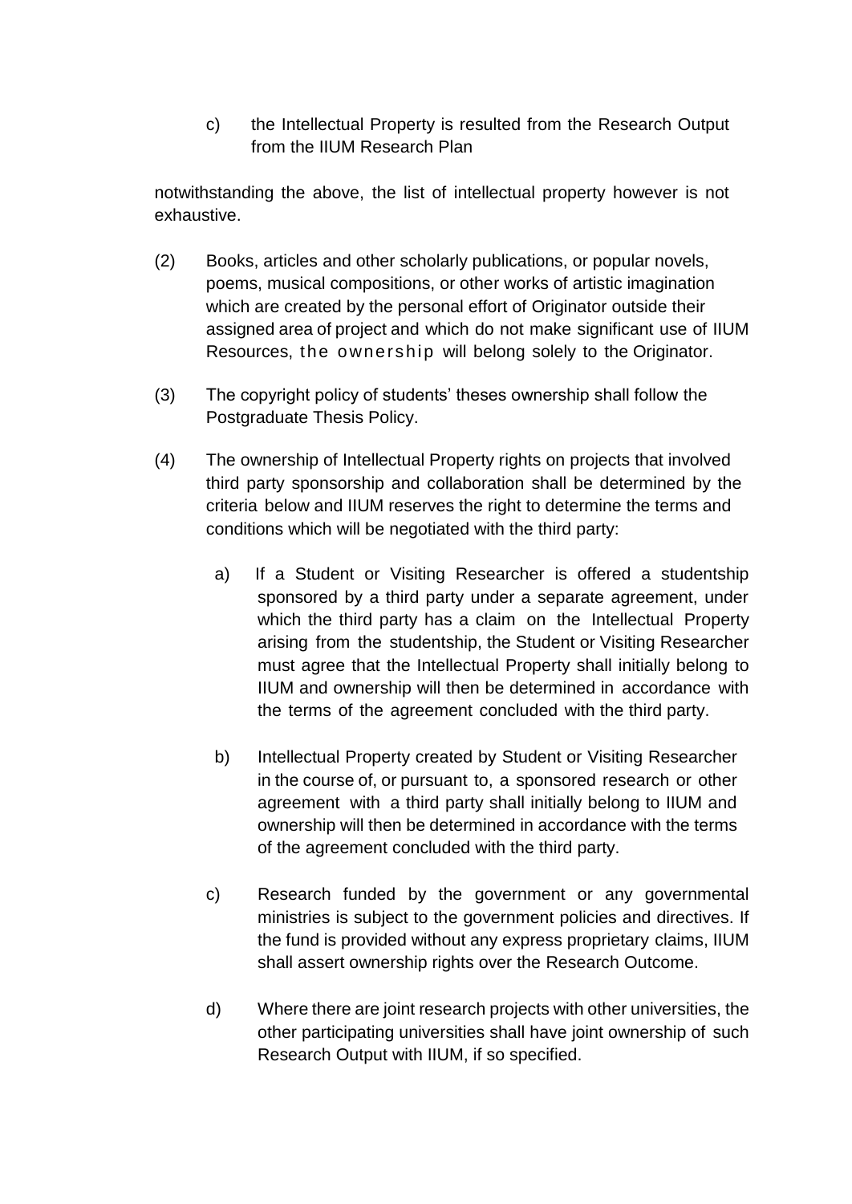c) the Intellectual Property is resulted from the Research Output from the IIUM Research Plan

notwithstanding the above, the list of intellectual property however is not exhaustive.

(2) Books, articles and other scholarly publications, or popular novels, poems, musical compositions, or other works of artistic imagination which are created by the personal effort of Originator outside their assigned area of project and which do not make significant use of IIUM Resources, the ownership will belong solely to the Originator.

(3) The copyright policy of students' theses ownership shall follow the Postgraduate Thesis Policy.

(4) The ownership of Intellectual Property rights on projects that involved third party sponsorship and collaboration shall be determined by the criteria below and IIUM reserves the right to determine the terms and conditions which will be negotiated with the third party:

a) If a Student or Visiting Researcher is offered a studentship sponsored by a third party under a separate agreement, under which the third party has a claim on the Intellectual Property arising from the studentship, the Student or Visiting Researcher must agree that the Intellectual Property shall initially belong to IIUM and ownership will then be determined in accordance with the terms of the agreement concluded with the third party.

b) Intellectual Property created by Student or Visiting Researcher in the course of, or pursuant to, a sponsored research or other agreement with a third party shall initially belong to IIUM and ownership will then be determined in accordance with the terms of the agreement concluded with the third party.

c) Research funded by the government or any governmental ministries is subject to the government policies and directives. If the fund is provided without any express proprietary claims, IIUM shall assert ownership rights over the Research Outcome.

d) Where there are joint research projects with other universities, the other participating universities shall have joint ownership of such Research Output with IIUM, if so specified.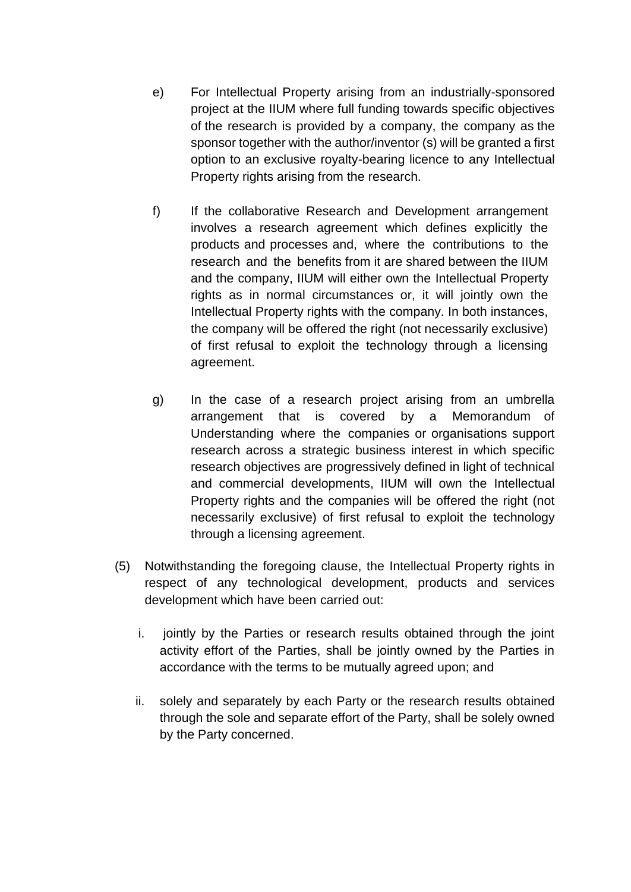e) For Intellectual Property arising from an industrially-sponsored project at the IIUM where full funding towards specific objectives of the research is provided by a company, the company as the sponsor together with the author/inventor (s) will be granted a first option to an exclusive royalty-bearing licence to any Intellectual Property rights arising from the research.

f) If the collaborative Research and Development arrangement involves a research agreement which defines explicitly the products and processes and, where the contributions to the research and the benefits from it are shared between the IIUM and the company, IIUM will either own the Intellectual Property rights as in normal circumstances or, it will jointly own the Intellectual Property rights with the company. In both instances, the company will be offered the right (not necessarily exclusive) of first refusal to exploit the technology through a licensing agreement.

g) In the case of a research project arising from an umbrella arrangement that is covered by a Memorandum of Understanding where the companies or organisations support research across a strategic business interest in which specific research objectives are progressively defined in light of technical and commercial developments, IIUM will own the Intellectual Property rights and the companies will be offered the right (not necessarily exclusive) of first refusal to exploit the technology through a licensing agreement.

(5) Notwithstanding the foregoing clause, the Intellectual Property rights in respect of any technological development, products and services development which have been carried out:

i. jointly by the Parties or research results obtained through the joint activity effort of the Parties, shall be jointly owned by the Parties in accordance with the terms to be mutually agreed upon; and

ii. solely and separately by each Party or the research results obtained through the sole and separate effort of the Party, shall be solely owned by the Party concerned.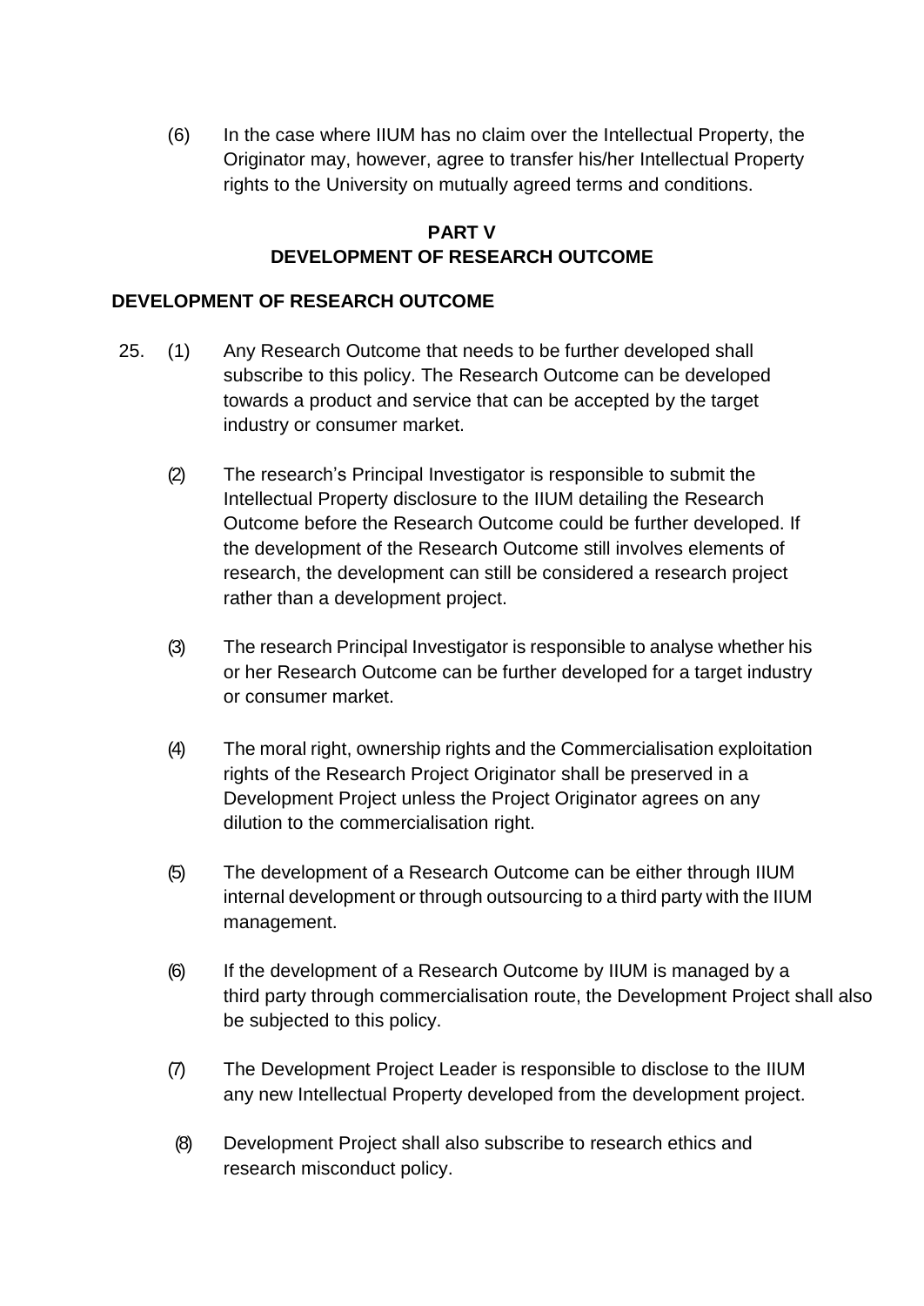(6) In the case where IIUM has no claim over the Intellectual Property, the Originator may, however, agree to transfer his/her Intellectual Property rights to the University on mutually agreed terms and conditions.

## PART V
## DEVELOPMENT OF RESEARCH OUTCOME

### DEVELOPMENT OF RESEARCH OUTCOME

25. (1) Any Research Outcome that needs to be further developed shall subscribe to this policy. The Research Outcome can be developed towards a product and service that can be accepted by the target industry or consumer market.

(2) The research's Principal Investigator is responsible to submit the Intellectual Property disclosure to the IIUM detailing the Research Outcome before the Research Outcome could be further developed. If the development of the Research Outcome still involves elements of research, the development can still be considered a research project rather than a development project.

(3) The research Principal Investigator is responsible to analyse whether his or her Research Outcome can be further developed for a target industry or consumer market.

(4) The moral right, ownership rights and the Commercialisation exploitation rights of the Research Project Originator shall be preserved in a Development Project unless the Project Originator agrees on any dilution to the commercialisation right.

(5) The development of a Research Outcome can be either through IIUM internal development or through outsourcing to a third party with the IIUM management.

(6) If the development of a Research Outcome by IIUM is managed by a third party through commercialisation route, the Development Project shall also be subjected to this policy.

(7) The Development Project Leader is responsible to disclose to the IIUM any new Intellectual Property developed from the development project.

(8) Development Project shall also subscribe to research ethics and research misconduct policy.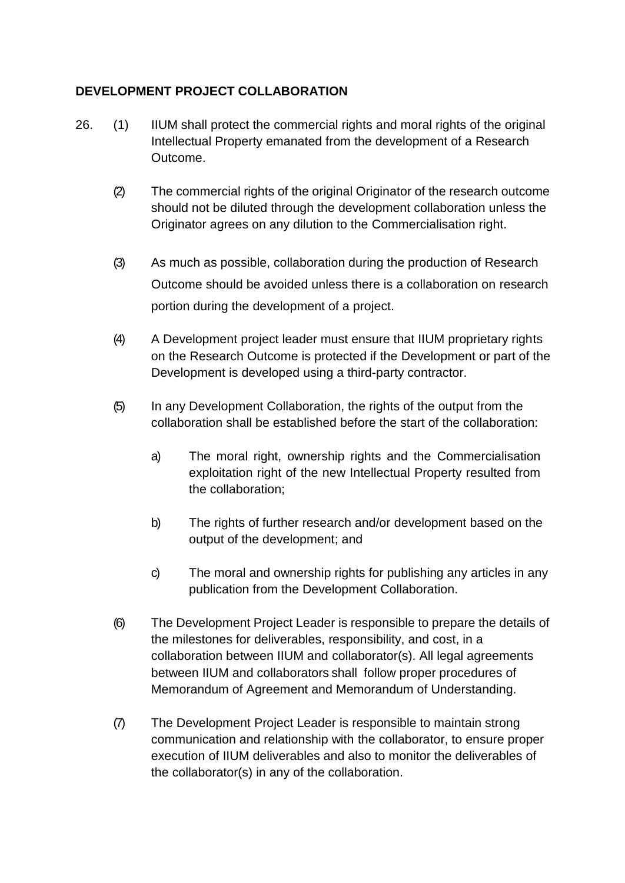**DEVELOPMENT PROJECT COLLABORATION**

26. (1) IIUM shall protect the commercial rights and moral rights of the original Intellectual Property emanated from the development of a Research Outcome.

(2) The commercial rights of the original Originator of the research outcome should not be diluted through the development collaboration unless the Originator agrees on any dilution to the Commercialisation right.

(3) As much as possible, collaboration during the production of Research Outcome should be avoided unless there is a collaboration on research portion during the development of a project.

(4) A Development project leader must ensure that IIUM proprietary rights on the Research Outcome is protected if the Development or part of the Development is developed using a third-party contractor.

(5) In any Development Collaboration, the rights of the output from the collaboration shall be established before the start of the collaboration:

a) The moral right, ownership rights and the Commercialisation exploitation right of the new Intellectual Property resulted from the collaboration;

b) The rights of further research and/or development based on the output of the development; and

c) The moral and ownership rights for publishing any articles in any publication from the Development Collaboration.

(6) The Development Project Leader is responsible to prepare the details of the milestones for deliverables, responsibility, and cost, in a collaboration between IIUM and collaborator(s). All legal agreements between IIUM and collaborators shall follow proper procedures of Memorandum of Agreement and Memorandum of Understanding.

(7) The Development Project Leader is responsible to maintain strong communication and relationship with the collaborator, to ensure proper execution of IIUM deliverables and also to monitor the deliverables of the collaborator(s) in any of the collaboration.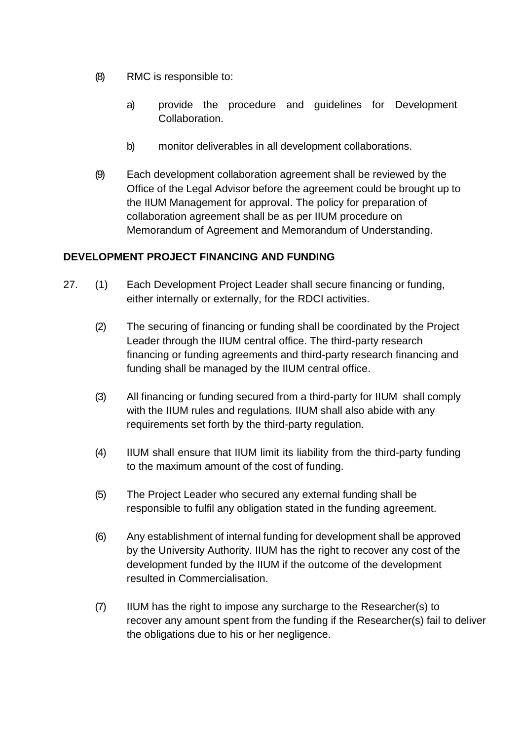(8) RMC is responsible to:

a) provide the procedure and guidelines for Development Collaboration.

b) monitor deliverables in all development collaborations.

(9) Each development collaboration agreement shall be reviewed by the Office of the Legal Advisor before the agreement could be brought up to the IIUM Management for approval. The policy for preparation of collaboration agreement shall be as per IIUM procedure on Memorandum of Agreement and Memorandum of Understanding.

**DEVELOPMENT PROJECT FINANCING AND FUNDING**

27\. (1) Each Development Project Leader shall secure financing or funding, either internally or externally, for the RDCI activities.

(2) The securing of financing or funding shall be coordinated by the Project Leader through the IIUM central office. The third-party research financing or funding agreements and third-party research financing and funding shall be managed by the IIUM central office.

(3) All financing or funding secured from a third-party for IIUM shall comply with the IIUM rules and regulations. IIUM shall also abide with any requirements set forth by the third-party regulation.

(4) IIUM shall ensure that IIUM limit its liability from the third-party funding to the maximum amount of the cost of funding.

(5) The Project Leader who secured any external funding shall be responsible to fulfil any obligation stated in the funding agreement.

(6) Any establishment of internal funding for development shall be approved by the University Authority. IIUM has the right to recover any cost of the development funded by the IIUM if the outcome of the development resulted in Commercialisation.

(7) IIUM has the right to impose any surcharge to the Researcher(s) to recover any amount spent from the funding if the Researcher(s) fail to deliver the obligations due to his or her negligence.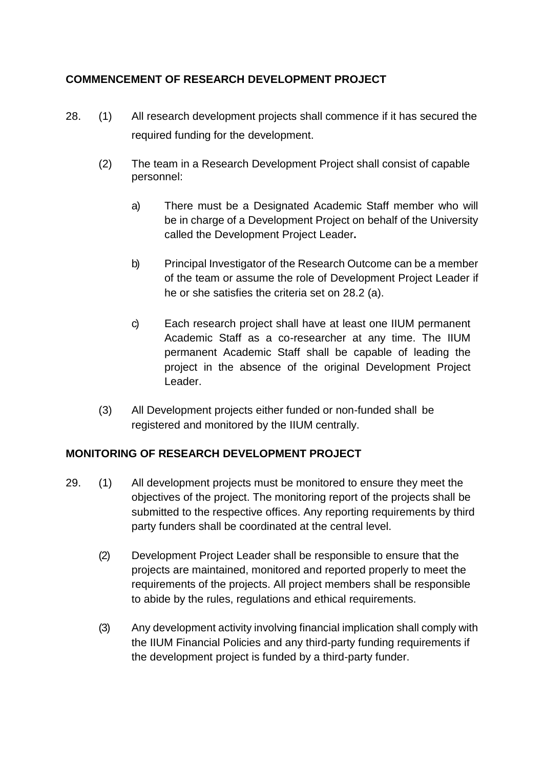**COMMENCEMENT OF RESEARCH DEVELOPMENT PROJECT**

28. (1) All research development projects shall commence if it has secured the required funding for the development.

(2) The team in a Research Development Project shall consist of capable personnel:

a) There must be a Designated Academic Staff member who will be in charge of a Development Project on behalf of the University called the Development Project Leader**.**

b) Principal Investigator of the Research Outcome can be a member of the team or assume the role of Development Project Leader if he or she satisfies the criteria set on 28.2 (a).

c) Each research project shall have at least one IIUM permanent Academic Staff as a co-researcher at any time. The IIUM permanent Academic Staff shall be capable of leading the project in the absence of the original Development Project Leader.

(3) All Development projects either funded or non-funded shall be registered and monitored by the IIUM centrally.

**MONITORING OF RESEARCH DEVELOPMENT PROJECT**

29. (1) All development projects must be monitored to ensure they meet the objectives of the project. The monitoring report of the projects shall be submitted to the respective offices. Any reporting requirements by third party funders shall be coordinated at the central level.

(2) Development Project Leader shall be responsible to ensure that the projects are maintained, monitored and reported properly to meet the requirements of the projects. All project members shall be responsible to abide by the rules, regulations and ethical requirements.

(3) Any development activity involving financial implication shall comply with the IIUM Financial Policies and any third-party funding requirements if the development project is funded by a third-party funder.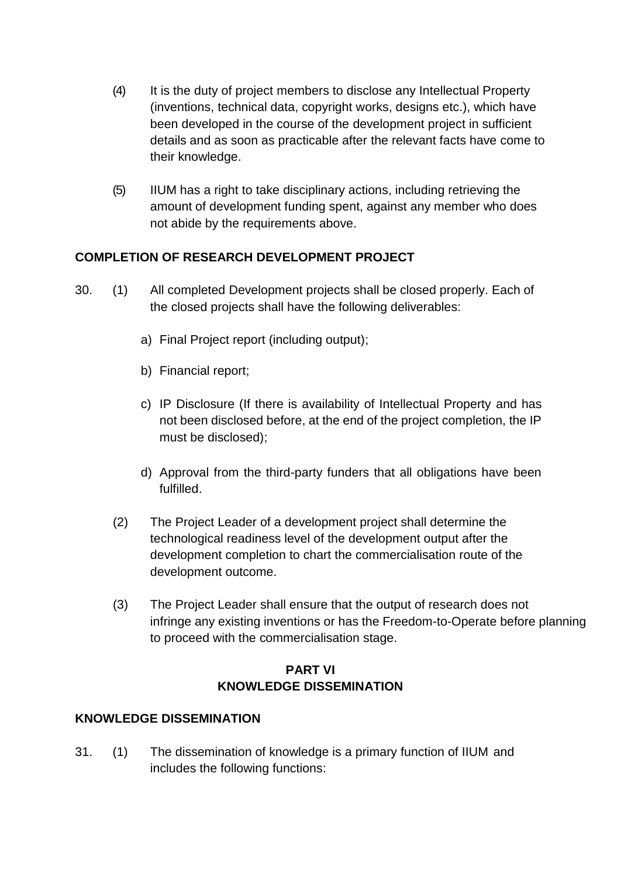(4) It is the duty of project members to disclose any Intellectual Property (inventions, technical data, copyright works, designs etc.), which have been developed in the course of the development project in sufficient details and as soon as practicable after the relevant facts have come to their knowledge.

(5) IIUM has a right to take disciplinary actions, including retrieving the amount of development funding spent, against any member who does not abide by the requirements above.

**COMPLETION OF RESEARCH DEVELOPMENT PROJECT**

30. (1) All completed Development projects shall be closed properly. Each of the closed projects shall have the following deliverables:

a) Final Project report (including output);

b) Financial report;

c) IP Disclosure (If there is availability of Intellectual Property and has not been disclosed before, at the end of the project completion, the IP must be disclosed);

d) Approval from the third-party funders that all obligations have been fulfilled.

(2) The Project Leader of a development project shall determine the technological readiness level of the development output after the development completion to chart the commercialisation route of the development outcome.

(3) The Project Leader shall ensure that the output of research does not infringe any existing inventions or has the Freedom-to-Operate before planning to proceed with the commercialisation stage.

## PART VI
## KNOWLEDGE DISSEMINATION

**KNOWLEDGE DISSEMINATION**

31. (1) The dissemination of knowledge is a primary function of IIUM and includes the following functions: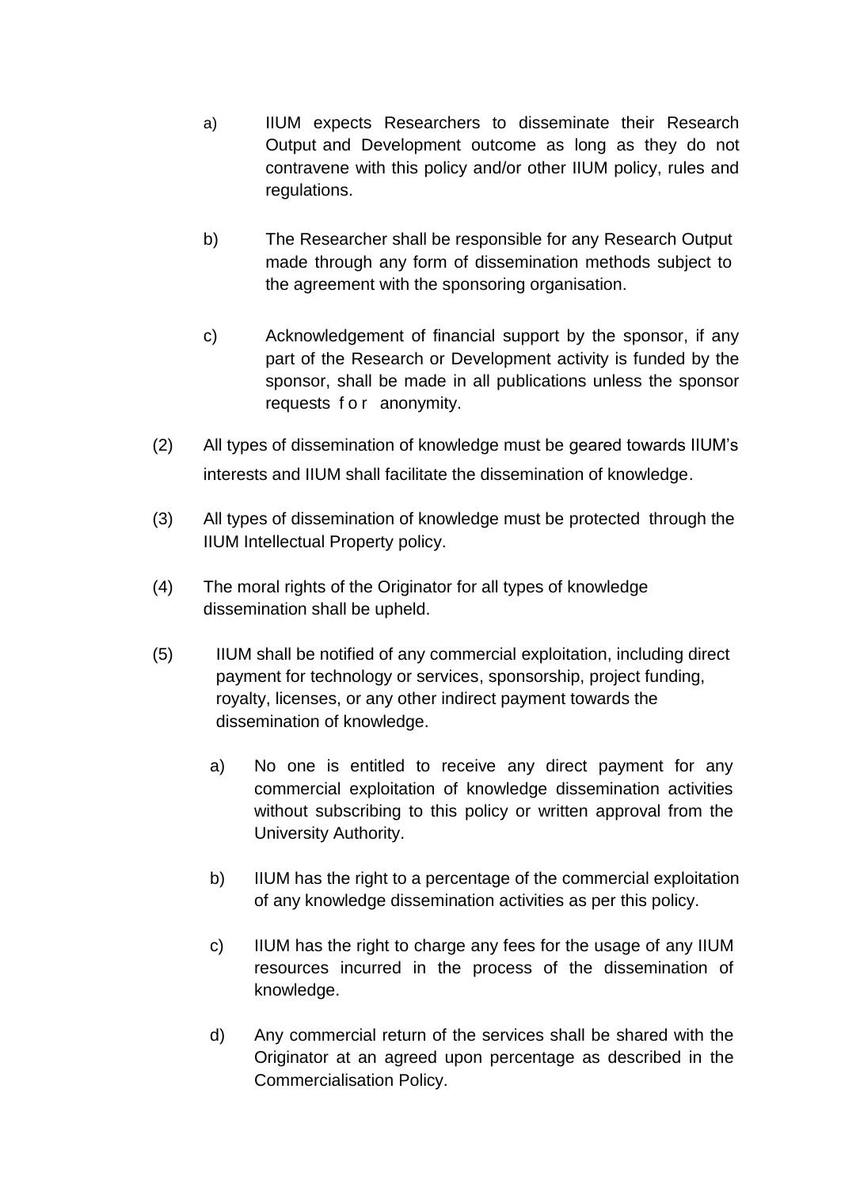a) IIUM expects Researchers to disseminate their Research Output and Development outcome as long as they do not contravene with this policy and/or other IIUM policy, rules and regulations.

b) The Researcher shall be responsible for any Research Output made through any form of dissemination methods subject to the agreement with the sponsoring organisation.

c) Acknowledgement of financial support by the sponsor, if any part of the Research or Development activity is funded by the sponsor, shall be made in all publications unless the sponsor requests for anonymity.

(2) All types of dissemination of knowledge must be geared towards IIUM's interests and IIUM shall facilitate the dissemination of knowledge.

(3) All types of dissemination of knowledge must be protected through the IIUM Intellectual Property policy.

(4) The moral rights of the Originator for all types of knowledge dissemination shall be upheld.

(5) IIUM shall be notified of any commercial exploitation, including direct payment for technology or services, sponsorship, project funding, royalty, licenses, or any other indirect payment towards the dissemination of knowledge.

a) No one is entitled to receive any direct payment for any commercial exploitation of knowledge dissemination activities without subscribing to this policy or written approval from the University Authority.

b) IIUM has the right to a percentage of the commercial exploitation of any knowledge dissemination activities as per this policy.

c) IIUM has the right to charge any fees for the usage of any IIUM resources incurred in the process of the dissemination of knowledge.

d) Any commercial return of the services shall be shared with the Originator at an agreed upon percentage as described in the Commercialisation Policy.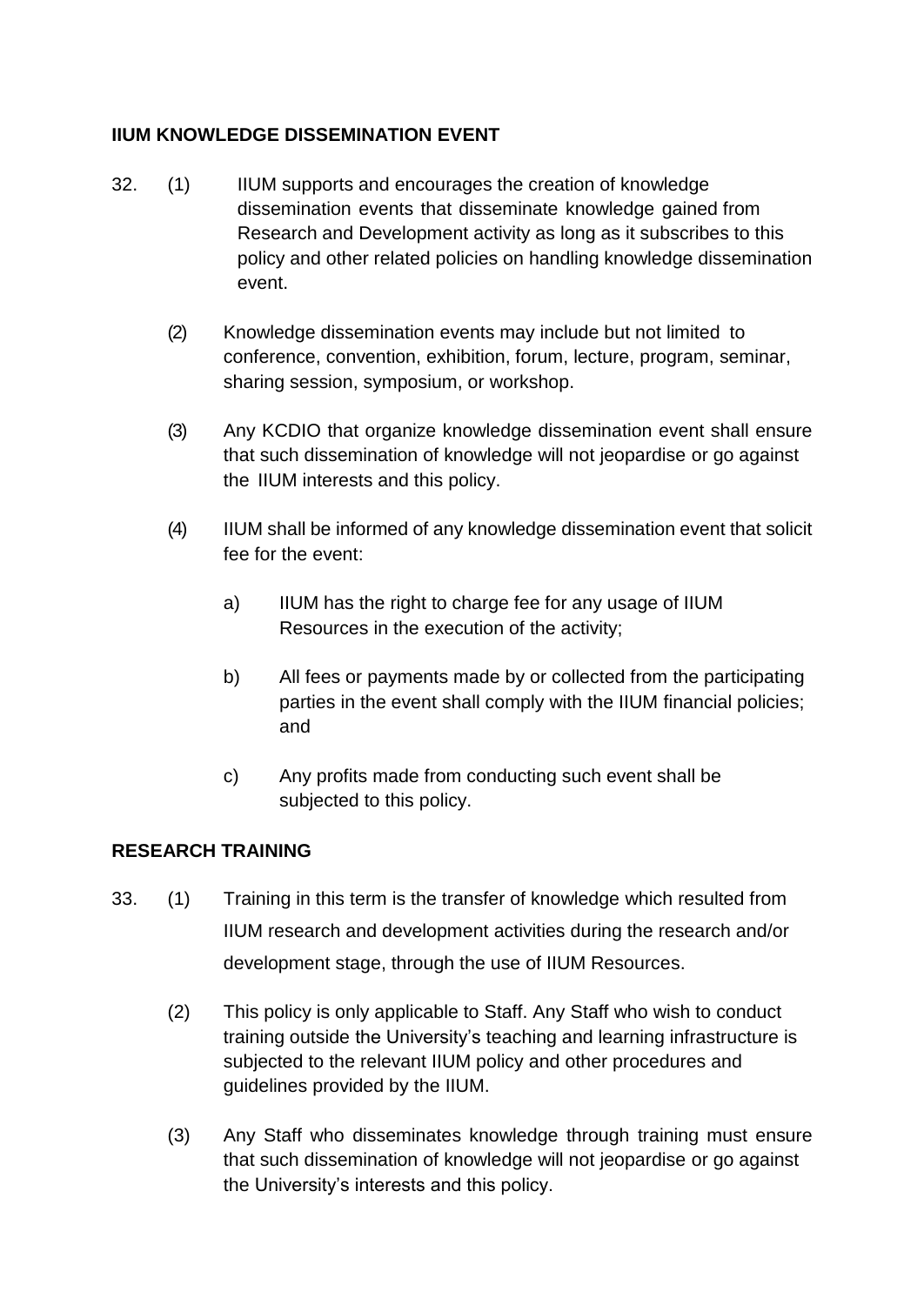**IIUM KNOWLEDGE DISSEMINATION EVENT**

32. (1) IIUM supports and encourages the creation of knowledge dissemination events that disseminate knowledge gained from Research and Development activity as long as it subscribes to this policy and other related policies on handling knowledge dissemination event.

(2) Knowledge dissemination events may include but not limited to conference, convention, exhibition, forum, lecture, program, seminar, sharing session, symposium, or workshop.

(3) Any KCDIO that organize knowledge dissemination event shall ensure that such dissemination of knowledge will not jeopardise or go against the IIUM interests and this policy.

(4) IIUM shall be informed of any knowledge dissemination event that solicit fee for the event:

a) IIUM has the right to charge fee for any usage of IIUM Resources in the execution of the activity;

b) All fees or payments made by or collected from the participating parties in the event shall comply with the IIUM financial policies; and

c) Any profits made from conducting such event shall be subjected to this policy.

**RESEARCH TRAINING**

33. (1) Training in this term is the transfer of knowledge which resulted from IIUM research and development activities during the research and/or development stage, through the use of IIUM Resources.

(2) This policy is only applicable to Staff. Any Staff who wish to conduct training outside the University's teaching and learning infrastructure is subjected to the relevant IIUM policy and other procedures and guidelines provided by the IIUM.

(3) Any Staff who disseminates knowledge through training must ensure that such dissemination of knowledge will not jeopardise or go against the University's interests and this policy.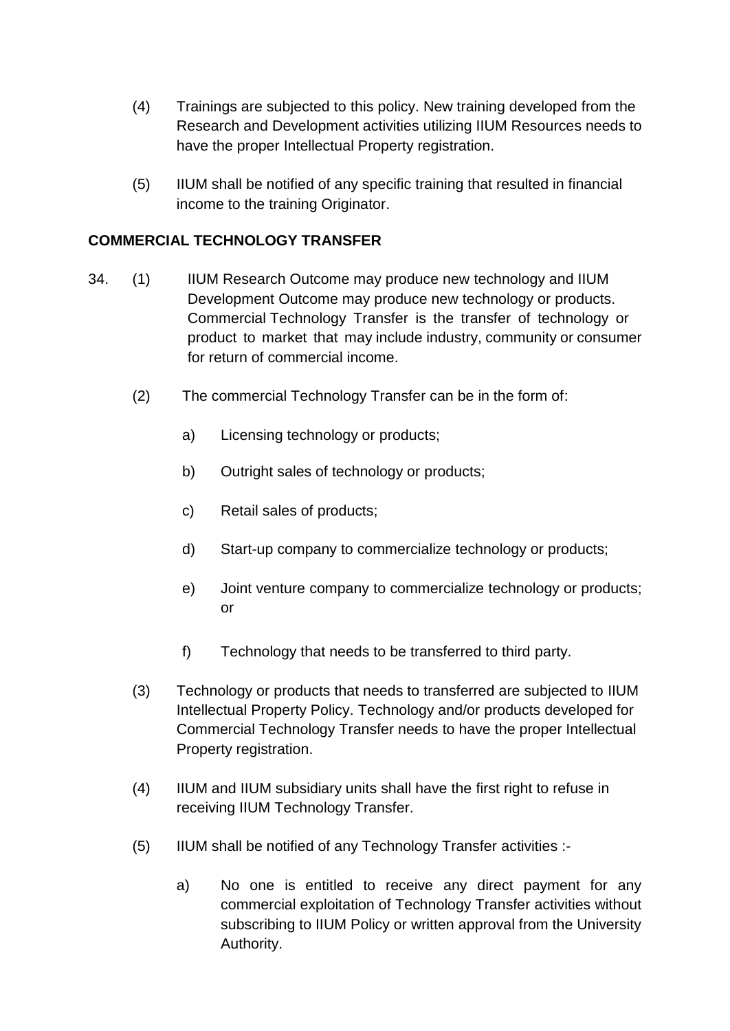(4) Trainings are subjected to this policy. New training developed from the Research and Development activities utilizing IIUM Resources needs to have the proper Intellectual Property registration.

(5) IIUM shall be notified of any specific training that resulted in financial income to the training Originator.

**COMMERCIAL TECHNOLOGY TRANSFER**

34. (1) IIUM Research Outcome may produce new technology and IIUM Development Outcome may produce new technology or products. Commercial Technology Transfer is the transfer of technology or product to market that may include industry, community or consumer for return of commercial income.

(2) The commercial Technology Transfer can be in the form of:

a) Licensing technology or products;

b) Outright sales of technology or products;

c) Retail sales of products;

d) Start-up company to commercialize technology or products;

e) Joint venture company to commercialize technology or products; or

f) Technology that needs to be transferred to third party.

(3) Technology or products that needs to transferred are subjected to IIUM Intellectual Property Policy. Technology and/or products developed for Commercial Technology Transfer needs to have the proper Intellectual Property registration.

(4) IIUM and IIUM subsidiary units shall have the first right to refuse in receiving IIUM Technology Transfer.

(5) IIUM shall be notified of any Technology Transfer activities :-

a) No one is entitled to receive any direct payment for any commercial exploitation of Technology Transfer activities without subscribing to IIUM Policy or written approval from the University Authority.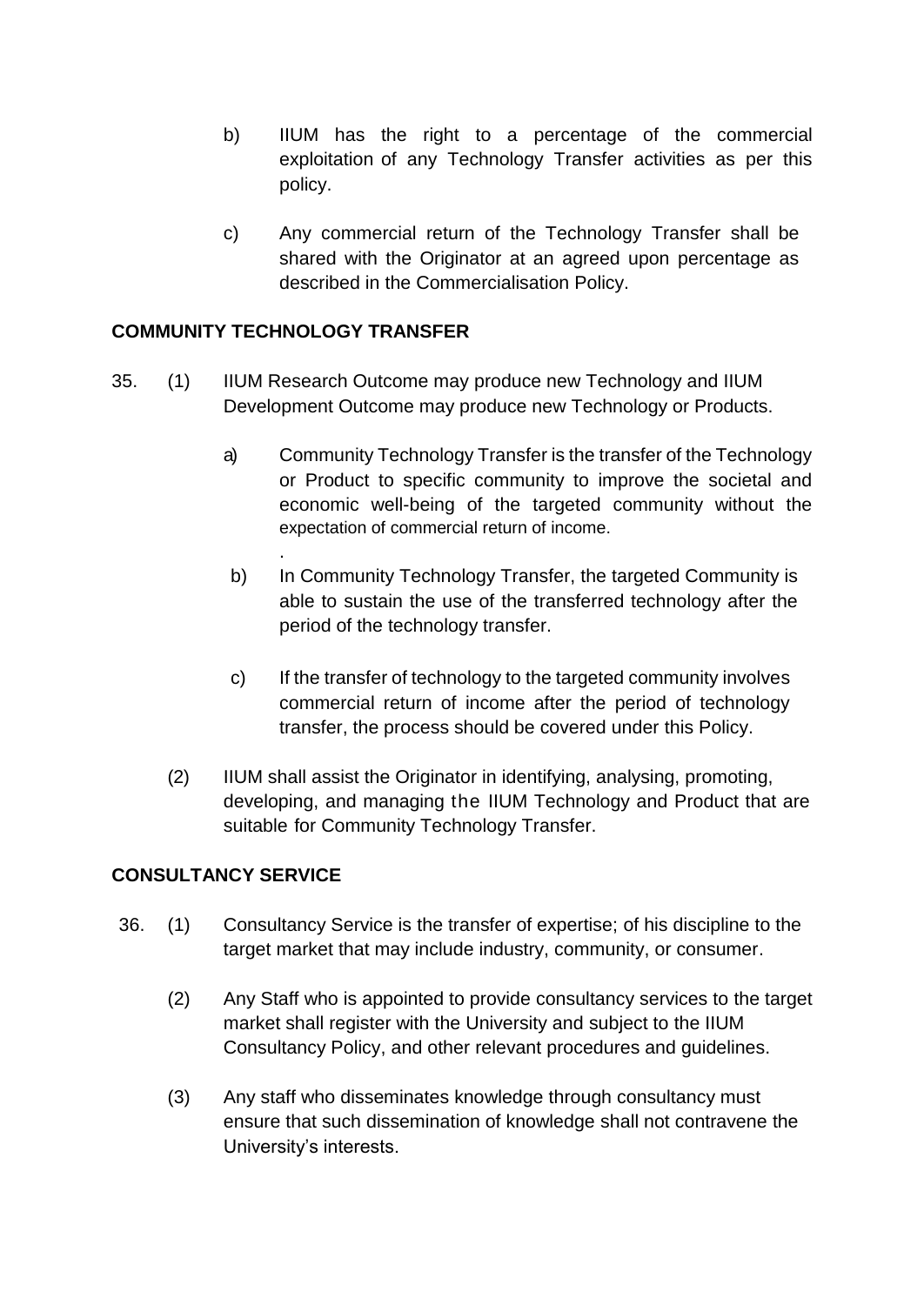b) IIUM has the right to a percentage of the commercial exploitation of any Technology Transfer activities as per this policy.

c) Any commercial return of the Technology Transfer shall be shared with the Originator at an agreed upon percentage as described in the Commercialisation Policy.

**COMMUNITY TECHNOLOGY TRANSFER**

35. (1) IIUM Research Outcome may produce new Technology and IIUM Development Outcome may produce new Technology or Products.

a) Community Technology Transfer is the transfer of the Technology or Product to specific community to improve the societal and economic well-being of the targeted community without the expectation of commercial return of income.
.

b) In Community Technology Transfer, the targeted Community is able to sustain the use of the transferred technology after the period of the technology transfer.

c) If the transfer of technology to the targeted community involves commercial return of income after the period of technology transfer, the process should be covered under this Policy.

(2) IIUM shall assist the Originator in identifying, analysing, promoting, developing, and managing the IIUM Technology and Product that are suitable for Community Technology Transfer.

**CONSULTANCY SERVICE**

36. (1) Consultancy Service is the transfer of expertise; of his discipline to the target market that may include industry, community, or consumer.

(2) Any Staff who is appointed to provide consultancy services to the target market shall register with the University and subject to the IIUM Consultancy Policy, and other relevant procedures and guidelines.

(3) Any staff who disseminates knowledge through consultancy must ensure that such dissemination of knowledge shall not contravene the University's interests.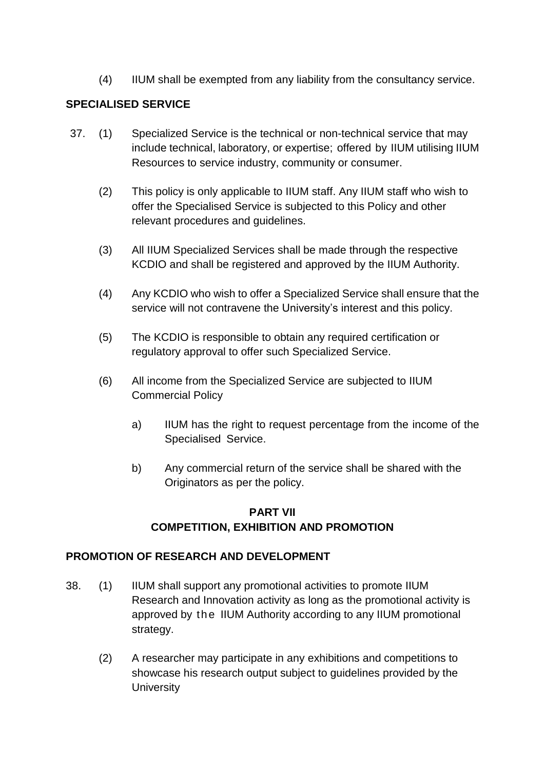(4) IIUM shall be exempted from any liability from the consultancy service.

**SPECIALISED SERVICE**

37. (1) Specialized Service is the technical or non-technical service that may include technical, laboratory, or expertise; offered by IIUM utilising IIUM Resources to service industry, community or consumer.

    (2) This policy is only applicable to IIUM staff. Any IIUM staff who wish to offer the Specialised Service is subjected to this Policy and other relevant procedures and guidelines.

    (3) All IIUM Specialized Services shall be made through the respective KCDIO and shall be registered and approved by the IIUM Authority.

    (4) Any KCDIO who wish to offer a Specialized Service shall ensure that the service will not contravene the University's interest and this policy.

    (5) The KCDIO is responsible to obtain any required certification or regulatory approval to offer such Specialized Service.

    (6) All income from the Specialized Service are subjected to IIUM Commercial Policy

    a) IIUM has the right to request percentage from the income of the Specialised Service.

    b) Any commercial return of the service shall be shared with the Originators as per the policy.

## PART VII
## COMPETITION, EXHIBITION AND PROMOTION

**PROMOTION OF RESEARCH AND DEVELOPMENT**

38. (1) IIUM shall support any promotional activities to promote IIUM Research and Innovation activity as long as the promotional activity is approved by the IIUM Authority according to any IIUM promotional strategy.

    (2) A researcher may participate in any exhibitions and competitions to showcase his research output subject to guidelines provided by the University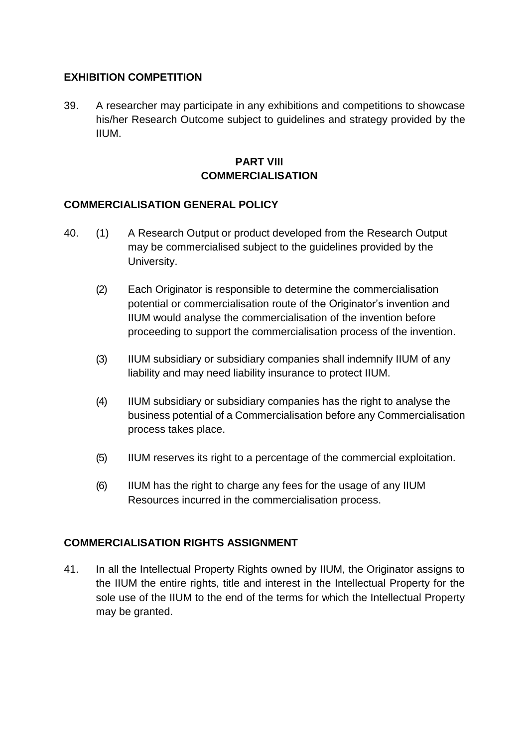### EXHIBITION COMPETITION

39. A researcher may participate in any exhibitions and competitions to showcase his/her Research Outcome subject to guidelines and strategy provided by the IIUM.

## PART VIII
## COMMERCIALISATION

### COMMERCIALISATION GENERAL POLICY

40. (1) A Research Output or product developed from the Research Output may be commercialised subject to the guidelines provided by the University.

    (2) Each Originator is responsible to determine the commercialisation potential or commercialisation route of the Originator's invention and IIUM would analyse the commercialisation of the invention before proceeding to support the commercialisation process of the invention.

    (3) IIUM subsidiary or subsidiary companies shall indemnify IIUM of any liability and may need liability insurance to protect IIUM.

    (4) IIUM subsidiary or subsidiary companies has the right to analyse the business potential of a Commercialisation before any Commercialisation process takes place.

    (5) IIUM reserves its right to a percentage of the commercial exploitation.

    (6) IIUM has the right to charge any fees for the usage of any IIUM Resources incurred in the commercialisation process.

### COMMERCIALISATION RIGHTS ASSIGNMENT

41. In all the Intellectual Property Rights owned by IIUM, the Originator assigns to the IIUM the entire rights, title and interest in the Intellectual Property for the sole use of the IIUM to the end of the terms for which the Intellectual Property may be granted.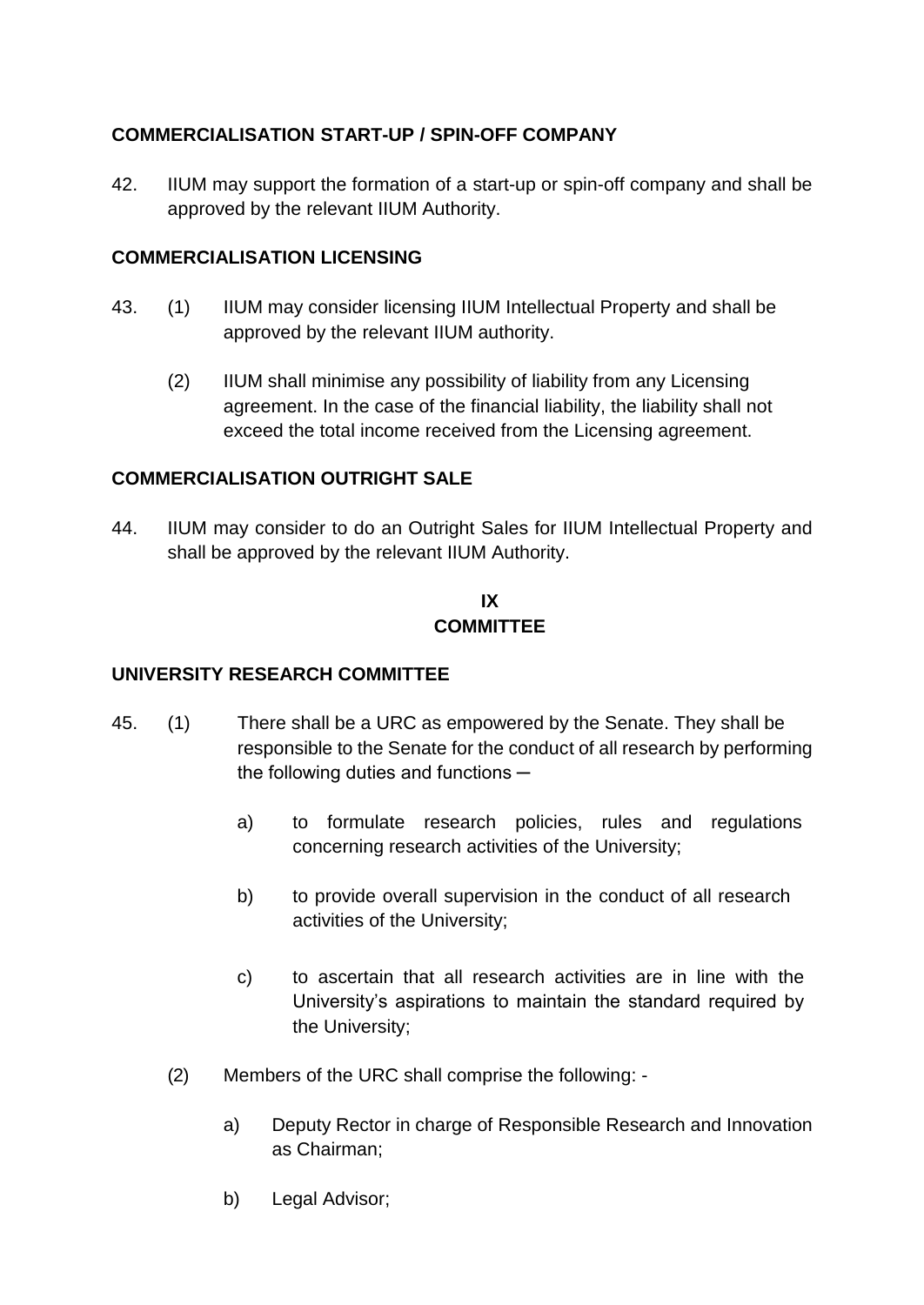**COMMERCIALISATION START-UP / SPIN-OFF COMPANY**

42. IIUM may support the formation of a start-up or spin-off company and shall be approved by the relevant IIUM Authority.

**COMMERCIALISATION LICENSING**

43. (1) IIUM may consider licensing IIUM Intellectual Property and shall be approved by the relevant IIUM authority.

    (2) IIUM shall minimise any possibility of liability from any Licensing agreement. In the case of the financial liability, the liability shall not exceed the total income received from the Licensing agreement.

**COMMERCIALISATION OUTRIGHT SALE**

44. IIUM may consider to do an Outright Sales for IIUM Intellectual Property and shall be approved by the relevant IIUM Authority.

## IX
## COMMITTEE

**UNIVERSITY RESEARCH COMMITTEE**

45. (1) There shall be a URC as empowered by the Senate. They shall be responsible to the Senate for the conduct of all research by performing the following duties and functions ─

    a) to formulate research policies, rules and regulations concerning research activities of the University;

    b) to provide overall supervision in the conduct of all research activities of the University;

    c) to ascertain that all research activities are in line with the University's aspirations to maintain the standard required by the University;

    (2) Members of the URC shall comprise the following: -

    a) Deputy Rector in charge of Responsible Research and Innovation as Chairman;

    b) Legal Advisor;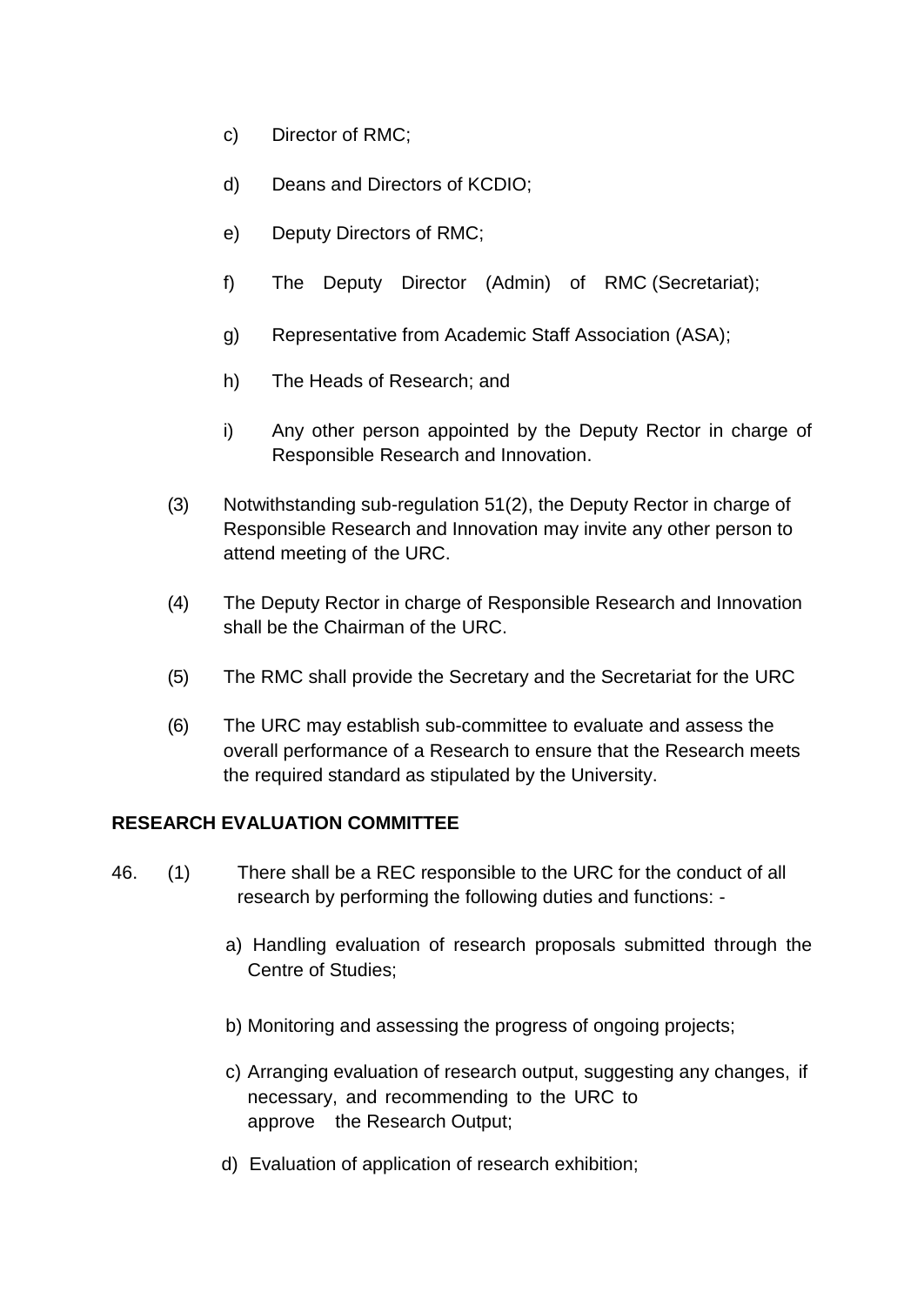c) Director of RMC;

d) Deans and Directors of KCDIO;

e) Deputy Directors of RMC;

f) The Deputy Director (Admin) of RMC (Secretariat);

g) Representative from Academic Staff Association (ASA);

h) The Heads of Research; and

i) Any other person appointed by the Deputy Rector in charge of Responsible Research and Innovation.

(3) Notwithstanding sub-regulation 51(2), the Deputy Rector in charge of Responsible Research and Innovation may invite any other person to attend meeting of the URC.

(4) The Deputy Rector in charge of Responsible Research and Innovation shall be the Chairman of the URC.

(5) The RMC shall provide the Secretary and the Secretariat for the URC

(6) The URC may establish sub-committee to evaluate and assess the overall performance of a Research to ensure that the Research meets the required standard as stipulated by the University.

**RESEARCH EVALUATION COMMITTEE**

46. (1) There shall be a REC responsible to the URC for the conduct of all research by performing the following duties and functions: -

a) Handling evaluation of research proposals submitted through the Centre of Studies;

b) Monitoring and assessing the progress of ongoing projects;

c) Arranging evaluation of research output, suggesting any changes, if necessary, and recommending to the URC to approve the Research Output;

d) Evaluation of application of research exhibition;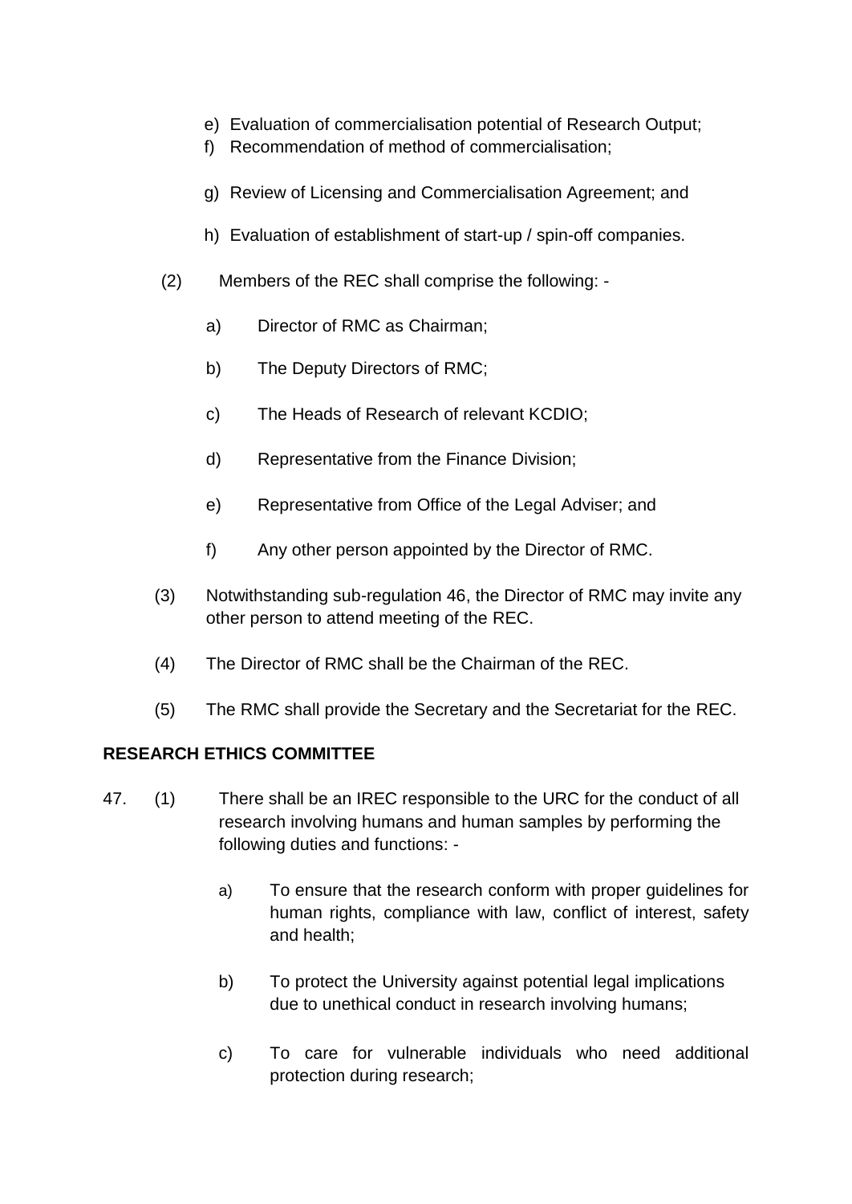e) Evaluation of commercialisation potential of Research Output;
f) Recommendation of method of commercialisation;
g) Review of Licensing and Commercialisation Agreement; and
h) Evaluation of establishment of start-up / spin-off companies.

(2) Members of the REC shall comprise the following: -

a) Director of RMC as Chairman;

b) The Deputy Directors of RMC;

c) The Heads of Research of relevant KCDIO;

d) Representative from the Finance Division;

e) Representative from Office of the Legal Adviser; and

f) Any other person appointed by the Director of RMC.

(3) Notwithstanding sub-regulation 46, the Director of RMC may invite any other person to attend meeting of the REC.

(4) The Director of RMC shall be the Chairman of the REC.

(5) The RMC shall provide the Secretary and the Secretariat for the REC.

**RESEARCH ETHICS COMMITTEE**

47. (1) There shall be an IREC responsible to the URC for the conduct of all research involving humans and human samples by performing the following duties and functions: -

a) To ensure that the research conform with proper guidelines for human rights, compliance with law, conflict of interest, safety and health;

b) To protect the University against potential legal implications due to unethical conduct in research involving humans;

c) To care for vulnerable individuals who need additional protection during research;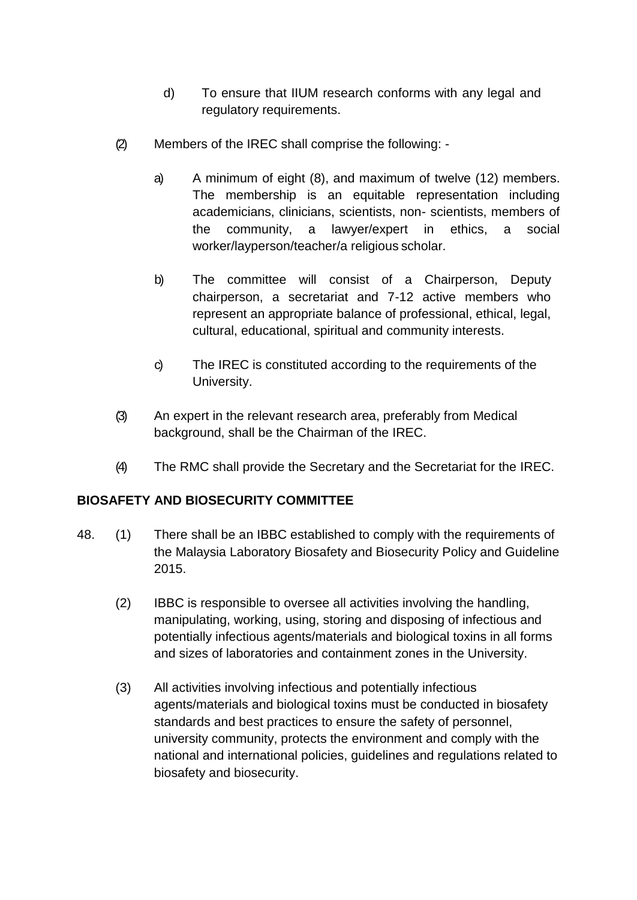d) To ensure that IIUM research conforms with any legal and regulatory requirements.

(2) Members of the IREC shall comprise the following: -

a) A minimum of eight (8), and maximum of twelve (12) members. The membership is an equitable representation including academicians, clinicians, scientists, non- scientists, members of the community, a lawyer/expert in ethics, a social worker/layperson/teacher/a religious scholar.

b) The committee will consist of a Chairperson, Deputy chairperson, a secretariat and 7-12 active members who represent an appropriate balance of professional, ethical, legal, cultural, educational, spiritual and community interests.

c) The IREC is constituted according to the requirements of the University.

(3) An expert in the relevant research area, preferably from Medical background, shall be the Chairman of the IREC.

(4) The RMC shall provide the Secretary and the Secretariat for the IREC.

**BIOSAFETY AND BIOSECURITY COMMITTEE**

48. (1) There shall be an IBBC established to comply with the requirements of the Malaysia Laboratory Biosafety and Biosecurity Policy and Guideline 2015.

(2) IBBC is responsible to oversee all activities involving the handling, manipulating, working, using, storing and disposing of infectious and potentially infectious agents/materials and biological toxins in all forms and sizes of laboratories and containment zones in the University.

(3) All activities involving infectious and potentially infectious agents/materials and biological toxins must be conducted in biosafety standards and best practices to ensure the safety of personnel, university community, protects the environment and comply with the national and international policies, guidelines and regulations related to biosafety and biosecurity.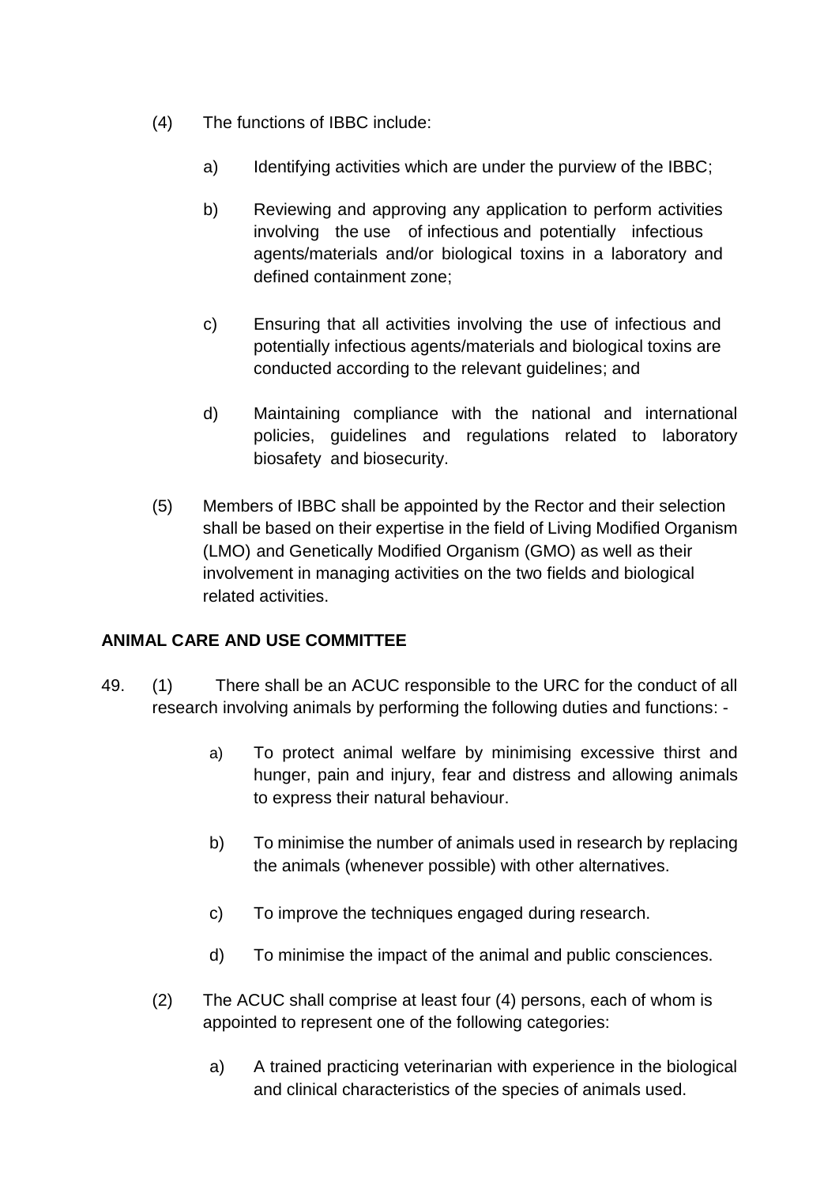(4) The functions of IBBC include:

   a) Identifying activities which are under the purview of the IBBC;

   b) Reviewing and approving any application to perform activities involving the use of infectious and potentially infectious agents/materials and/or biological toxins in a laboratory and defined containment zone;

   c) Ensuring that all activities involving the use of infectious and potentially infectious agents/materials and biological toxins are conducted according to the relevant guidelines; and

   d) Maintaining compliance with the national and international policies, guidelines and regulations related to laboratory biosafety and biosecurity.

(5) Members of IBBC shall be appointed by the Rector and their selection shall be based on their expertise in the field of Living Modified Organism (LMO) and Genetically Modified Organism (GMO) as well as their involvement in managing activities on the two fields and biological related activities.

**ANIMAL CARE AND USE COMMITTEE**

49. (1) There shall be an ACUC responsible to the URC for the conduct of all research involving animals by performing the following duties and functions: -

   a) To protect animal welfare by minimising excessive thirst and hunger, pain and injury, fear and distress and allowing animals to express their natural behaviour.

   b) To minimise the number of animals used in research by replacing the animals (whenever possible) with other alternatives.

   c) To improve the techniques engaged during research.

   d) To minimise the impact of the animal and public consciences.

(2) The ACUC shall comprise at least four (4) persons, each of whom is appointed to represent one of the following categories:

   a) A trained practicing veterinarian with experience in the biological and clinical characteristics of the species of animals used.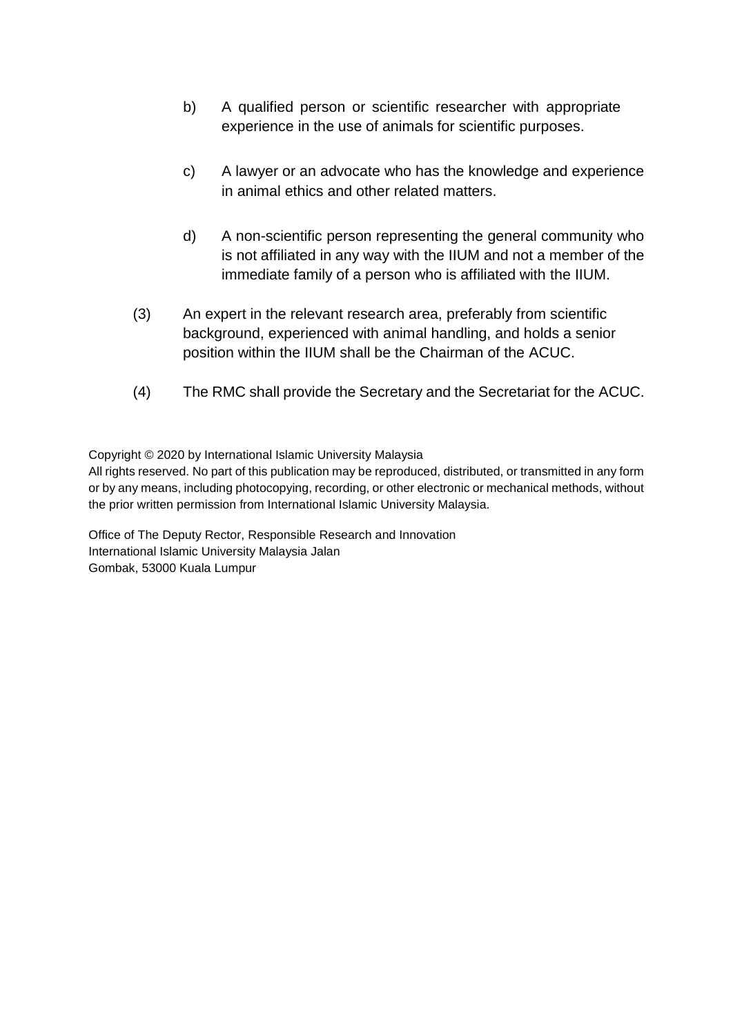b) A qualified person or scientific researcher with appropriate experience in the use of animals for scientific purposes.

c) A lawyer or an advocate who has the knowledge and experience in animal ethics and other related matters.

d) A non-scientific person representing the general community who is not affiliated in any way with the IIUM and not a member of the immediate family of a person who is affiliated with the IIUM.

(3) An expert in the relevant research area, preferably from scientific background, experienced with animal handling, and holds a senior position within the IIUM shall be the Chairman of the ACUC.

(4) The RMC shall provide the Secretary and the Secretariat for the ACUC.

Copyright © 2020 by International Islamic University Malaysia
All rights reserved. No part of this publication may be reproduced, distributed, or transmitted in any form or by any means, including photocopying, recording, or other electronic or mechanical methods, without the prior written permission from International Islamic University Malaysia.

Office of The Deputy Rector, Responsible Research and Innovation
International Islamic University Malaysia Jalan
Gombak, 53000 Kuala Lumpur